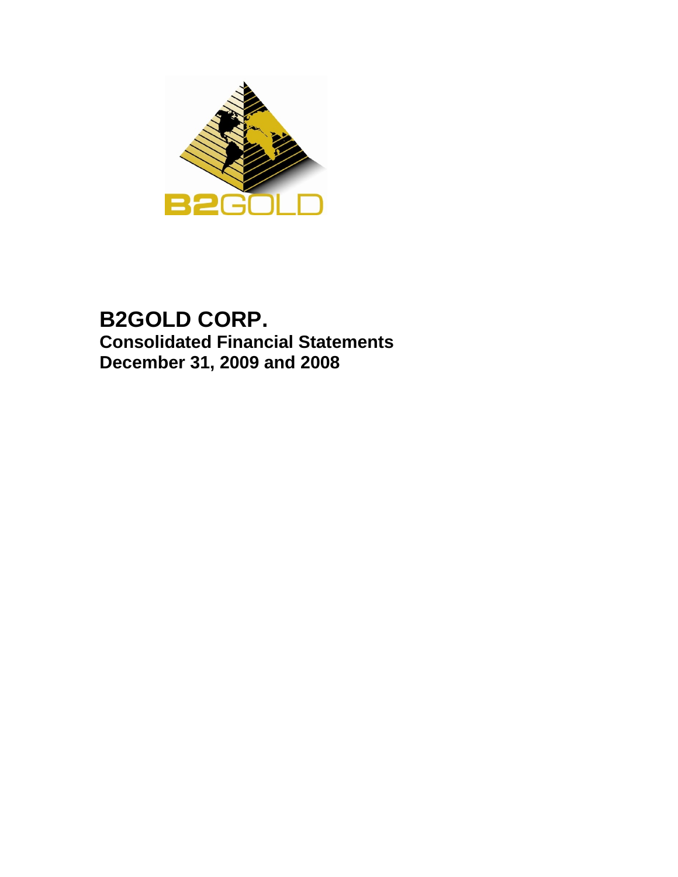# B2GOLD CORP.

## Consolidated Financial Statements
## December 31, 2009 and 2008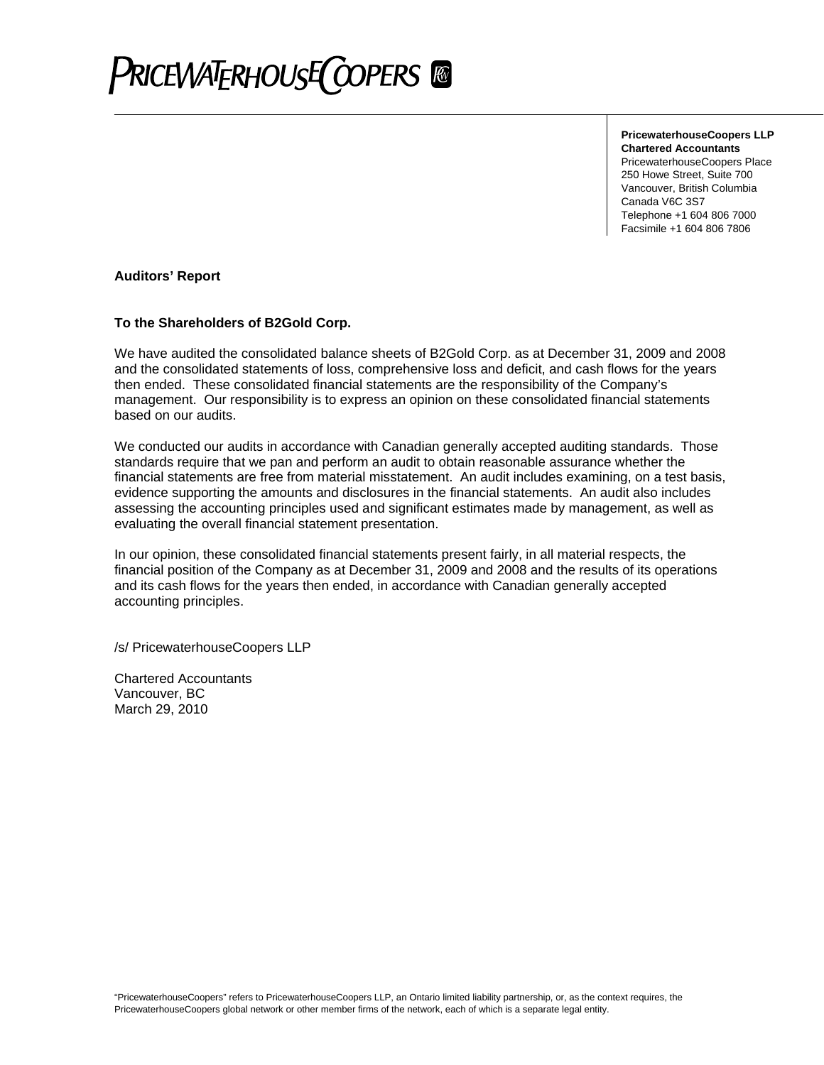PRICEWATERHOUSECOOPERS

**PricewaterhouseCoopers LLP**
**Chartered Accountants**
PricewaterhouseCoopers Place
250 Howe Street, Suite 700
Vancouver, British Columbia
Canada V6C 3S7
Telephone +1 604 806 7000
Facsimile +1 604 806 7806

**Auditors' Report**

**To the Shareholders of B2Gold Corp.**

We have audited the consolidated balance sheets of B2Gold Corp. as at December 31, 2009 and 2008 and the consolidated statements of loss, comprehensive loss and deficit, and cash flows for the years then ended. These consolidated financial statements are the responsibility of the Company's management. Our responsibility is to express an opinion on these consolidated financial statements based on our audits.

We conducted our audits in accordance with Canadian generally accepted auditing standards. Those standards require that we pan and perform an audit to obtain reasonable assurance whether the financial statements are free from material misstatement. An audit includes examining, on a test basis, evidence supporting the amounts and disclosures in the financial statements. An audit also includes assessing the accounting principles used and significant estimates made by management, as well as evaluating the overall financial statement presentation.

In our opinion, these consolidated financial statements present fairly, in all material respects, the financial position of the Company as at December 31, 2009 and 2008 and the results of its operations and its cash flows for the years then ended, in accordance with Canadian generally accepted accounting principles.

/s/ PricewaterhouseCoopers LLP

Chartered Accountants
Vancouver, BC
March 29, 2010

"PricewaterhouseCoopers" refers to PricewaterhouseCoopers LLP, an Ontario limited liability partnership, or, as the context requires, the PricewaterhouseCoopers global network or other member firms of the network, each of which is a separate legal entity.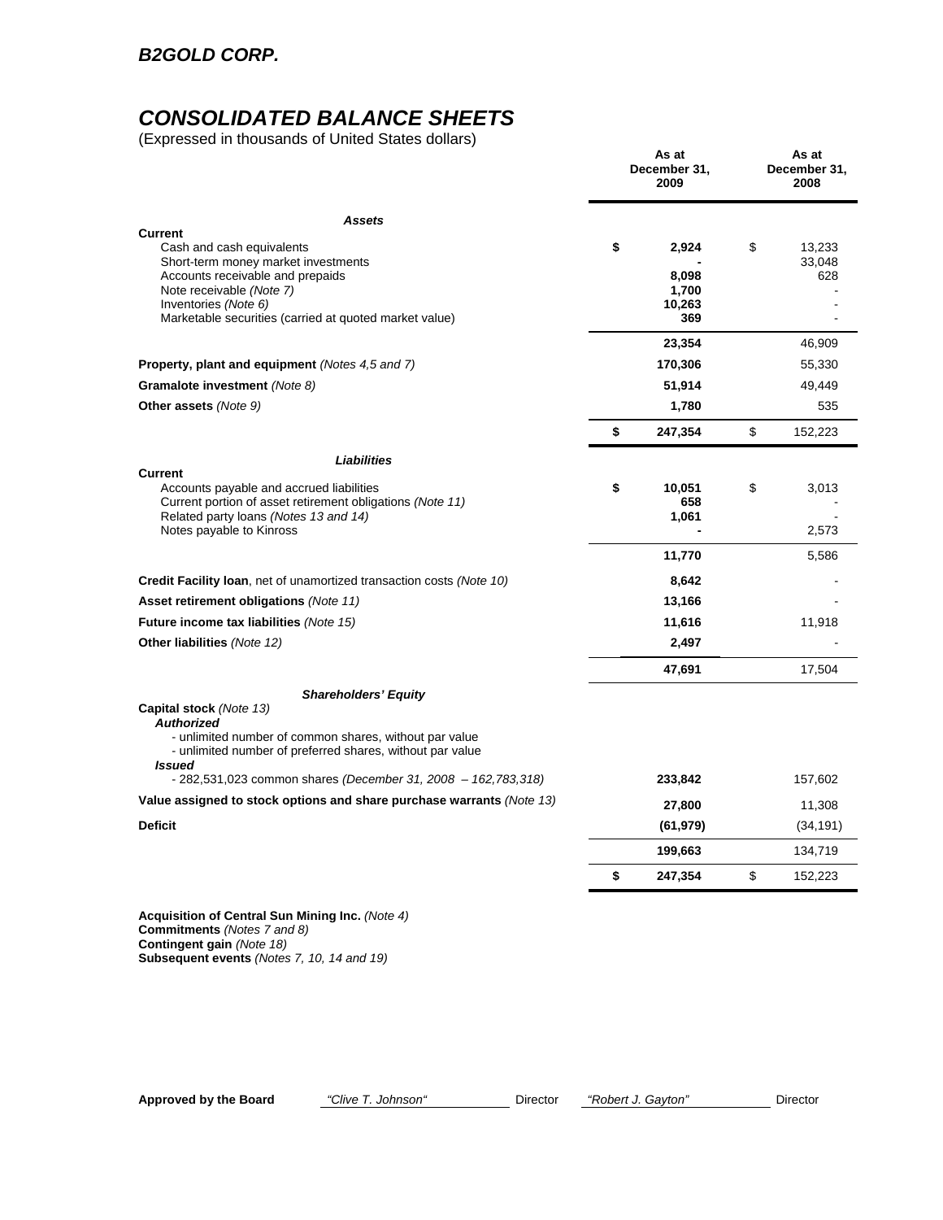## B2GOLD CORP.

# CONSOLIDATED BALANCE SHEETS

(Expressed in thousands of United States dollars)

| | As at December 31, 2009 | As at December 31, 2008 |
|---|---|---|
| ***Assets*** | | |
| **Current** | | |
| Cash and cash equivalents | **$ 2,924** | $ 13,233 |
| Short-term money market investments | **-** | 33,048 |
| Accounts receivable and prepaids | **8,098** | 628 |
| Note receivable *(Note 7)* | **1,700** | - |
| Inventories *(Note 6)* | **10,263** | - |
| Marketable securities (carried at quoted market value) | **369** | - |
| | **23,354** | 46,909 |
| **Property, plant and equipment** *(Notes 4,5 and 7)* | **170,306** | 55,330 |
| **Gramalote investment** *(Note 8)* | **51,914** | 49,449 |
| **Other assets** *(Note 9)* | **1,780** | 535 |
| | **$ 247,354** | $ 152,223 |
| ***Liabilities*** | | |
| **Current** | | |
| Accounts payable and accrued liabilities | **$ 10,051** | $ 3,013 |
| Current portion of asset retirement obligations *(Note 11)* | **658** | - |
| Related party loans *(Notes 13 and 14)* | **1,061** | - |
| Notes payable to Kinross | **-** | 2,573 |
| | **11,770** | 5,586 |
| **Credit Facility loan**, net of unamortized transaction costs *(Note 10)* | **8,642** | - |
| **Asset retirement obligations** *(Note 11)* | **13,166** | - |
| **Future income tax liabilities** *(Note 15)* | **11,616** | 11,918 |
| **Other liabilities** *(Note 12)* | **2,497** | - |
| | **47,691** | 17,504 |
| ***Shareholders' Equity*** | | |
| **Capital stock** *(Note 13)* | | |
| ***Authorized*** | | |
| - unlimited number of common shares, without par value | | |
| - unlimited number of preferred shares, without par value | | |
| ***Issued*** | | |
| - 282,531,023 common shares *(December 31, 2008 – 162,783,318)* | **233,842** | 157,602 |
| **Value assigned to stock options and share purchase warrants** *(Note 13)* | **27,800** | 11,308 |
| **Deficit** | **(61,979)** | (34,191) |
| | **199,663** | 134,719 |
| | **$ 247,354** | $ 152,223 |

**Acquisition of Central Sun Mining Inc.** *(Note 4)*
**Commitments** *(Notes 7 and 8)*
**Contingent gain** *(Note 18)*
**Subsequent events** *(Notes 7, 10, 14 and 19)*

**Approved by the Board** *"Clive T. Johnson"* Director *"Robert J. Gayton"* Director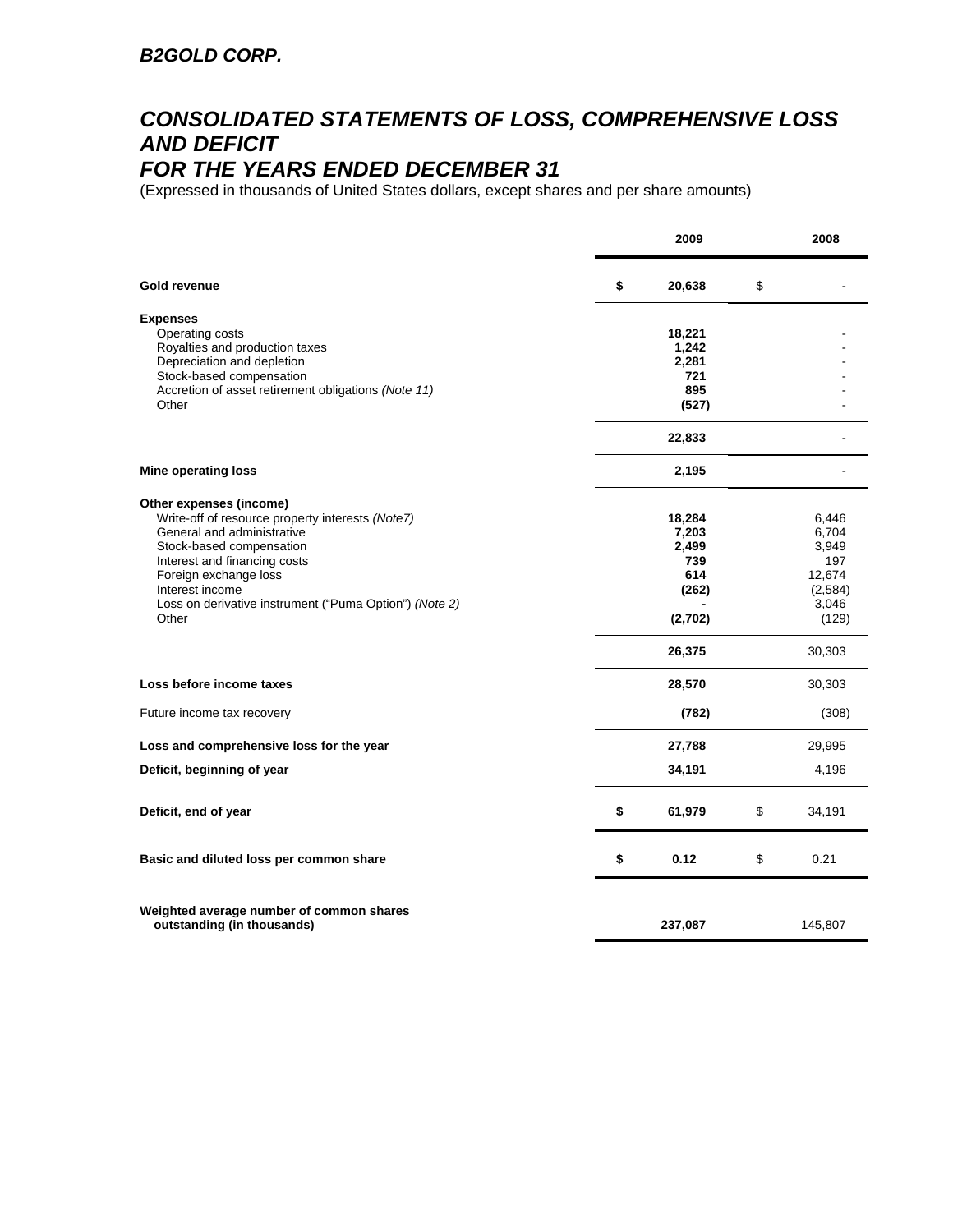***B2GOLD CORP.***

## *CONSOLIDATED STATEMENTS OF LOSS, COMPREHENSIVE LOSS AND DEFICIT FOR THE YEARS ENDED DECEMBER 31*

(Expressed in thousands of United States dollars, except shares and per share amounts)

| | 2009 | 2008 |
|---|---|---|
| **Gold revenue** | **$ 20,638** | $ - |
| **Expenses** | | |
| Operating costs | **18,221** | - |
| Royalties and production taxes | **1,242** | - |
| Depreciation and depletion | **2,281** | - |
| Stock-based compensation | **721** | - |
| Accretion of asset retirement obligations *(Note 11)* | **895** | - |
| Other | **(527)** | - |
| | **22,833** | - |
| **Mine operating loss** | **2,195** | - |
| **Other expenses (income)** | | |
| Write-off of resource property interests *(Note7)* | **18,284** | 6,446 |
| General and administrative | **7,203** | 6,704 |
| Stock-based compensation | **2,499** | 3,949 |
| Interest and financing costs | **739** | 197 |
| Foreign exchange loss | **614** | 12,674 |
| Interest income | **(262)** | (2,584) |
| Loss on derivative instrument ("Puma Option") *(Note 2)* | **-** | 3,046 |
| Other | **(2,702)** | (129) |
| | **26,375** | 30,303 |
| **Loss before income taxes** | **28,570** | 30,303 |
| Future income tax recovery | **(782)** | (308) |
| **Loss and comprehensive loss for the year** | **27,788** | 29,995 |
| **Deficit, beginning of year** | **34,191** | 4,196 |
| **Deficit, end of year** | **$ 61,979** | $ 34,191 |
| **Basic and diluted loss per common share** | **$ 0.12** | $ 0.21 |
| **Weighted average number of common shares outstanding (in thousands)** | **237,087** | 145,807 |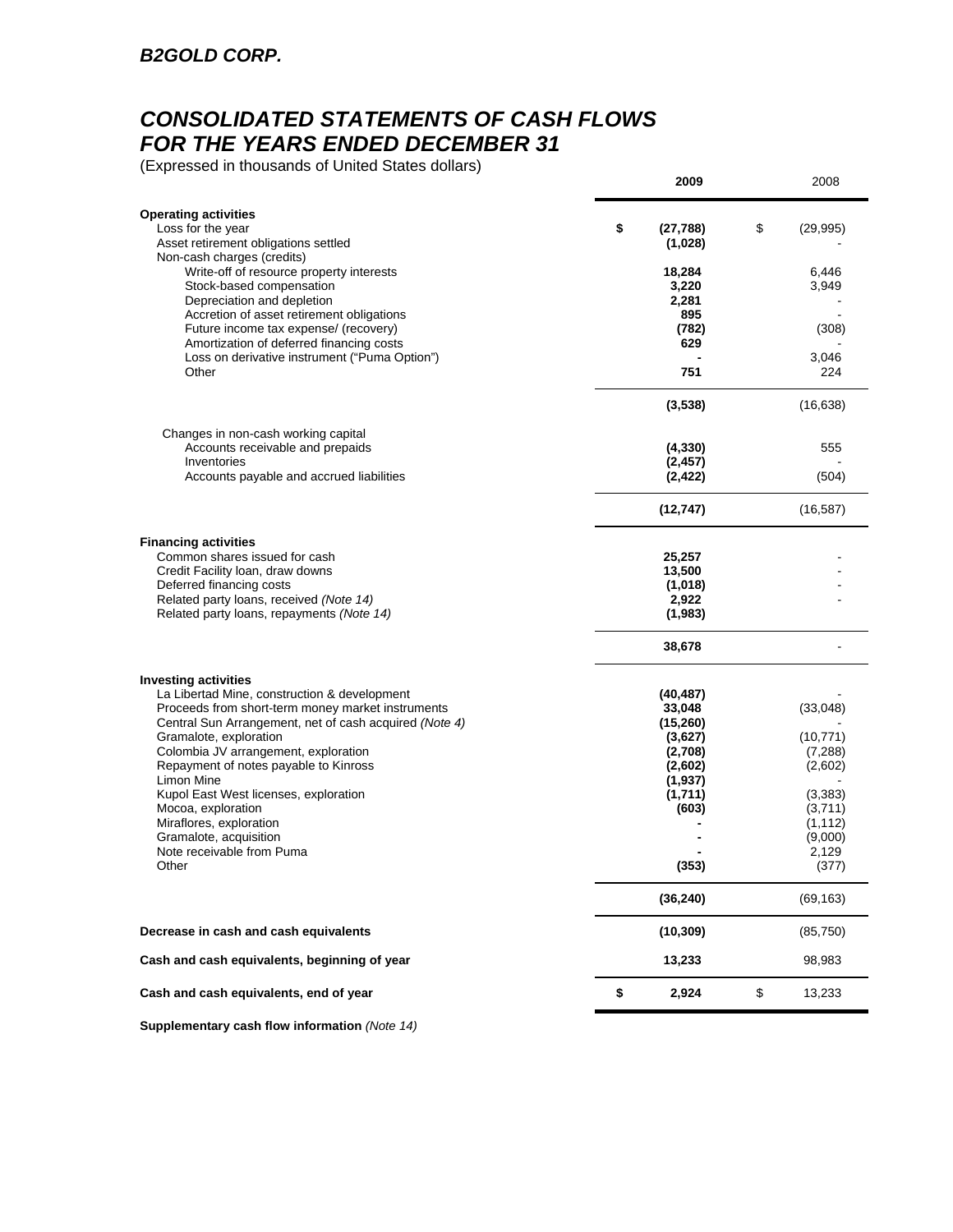## B2GOLD CORP.

# CONSOLIDATED STATEMENTS OF CASH FLOWS FOR THE YEARS ENDED DECEMBER 31

(Expressed in thousands of United States dollars)

| | 2009 | 2008 |
|---|---|---|
| **Operating activities** | | |
| Loss for the year | $ (27,788) | $ (29,995) |
| Asset retirement obligations settled | (1,028) | - |
| Non-cash charges (credits) | | |
| Write-off of resource property interests | 18,284 | 6,446 |
| Stock-based compensation | 3,220 | 3,949 |
| Depreciation and depletion | 2,281 | - |
| Accretion of asset retirement obligations | 895 | - |
| Future income tax expense/ (recovery) | (782) | (308) |
| Amortization of deferred financing costs | 629 | - |
| Loss on derivative instrument ("Puma Option") | - | 3,046 |
| Other | 751 | 224 |
| | (3,538) | (16,638) |
| Changes in non-cash working capital | | |
| Accounts receivable and prepaids | (4,330) | 555 |
| Inventories | (2,457) | - |
| Accounts payable and accrued liabilities | (2,422) | (504) |
| | (12,747) | (16,587) |
| **Financing activities** | | |
| Common shares issued for cash | 25,257 | - |
| Credit Facility loan, draw downs | 13,500 | - |
| Deferred financing costs | (1,018) | - |
| Related party loans, received *(Note 14)* | 2,922 | - |
| Related party loans, repayments *(Note 14)* | (1,983) | |
| | 38,678 | - |
| **Investing activities** | | |
| La Libertad Mine, construction & development | (40,487) | - |
| Proceeds from short-term money market instruments | 33,048 | (33,048) |
| Central Sun Arrangement, net of cash acquired *(Note 4)* | (15,260) | - |
| Gramalote, exploration | (3,627) | (10,771) |
| Colombia JV arrangement, exploration | (2,708) | (7,288) |
| Repayment of notes payable to Kinross | (2,602) | (2,602) |
| Limon Mine | (1,937) | - |
| Kupol East West licenses, exploration | (1,711) | (3,383) |
| Mocoa, exploration | (603) | (3,711) |
| Miraflores, exploration | - | (1,112) |
| Gramalote, acquisition | - | (9,000) |
| Note receivable from Puma | - | 2,129 |
| Other | (353) | (377) |
| | (36,240) | (69,163) |
| **Decrease in cash and cash equivalents** | (10,309) | (85,750) |
| **Cash and cash equivalents, beginning of year** | 13,233 | 98,983 |
| **Cash and cash equivalents, end of year** | $ 2,924 | $ 13,233 |

**Supplementary cash flow information** *(Note 14)*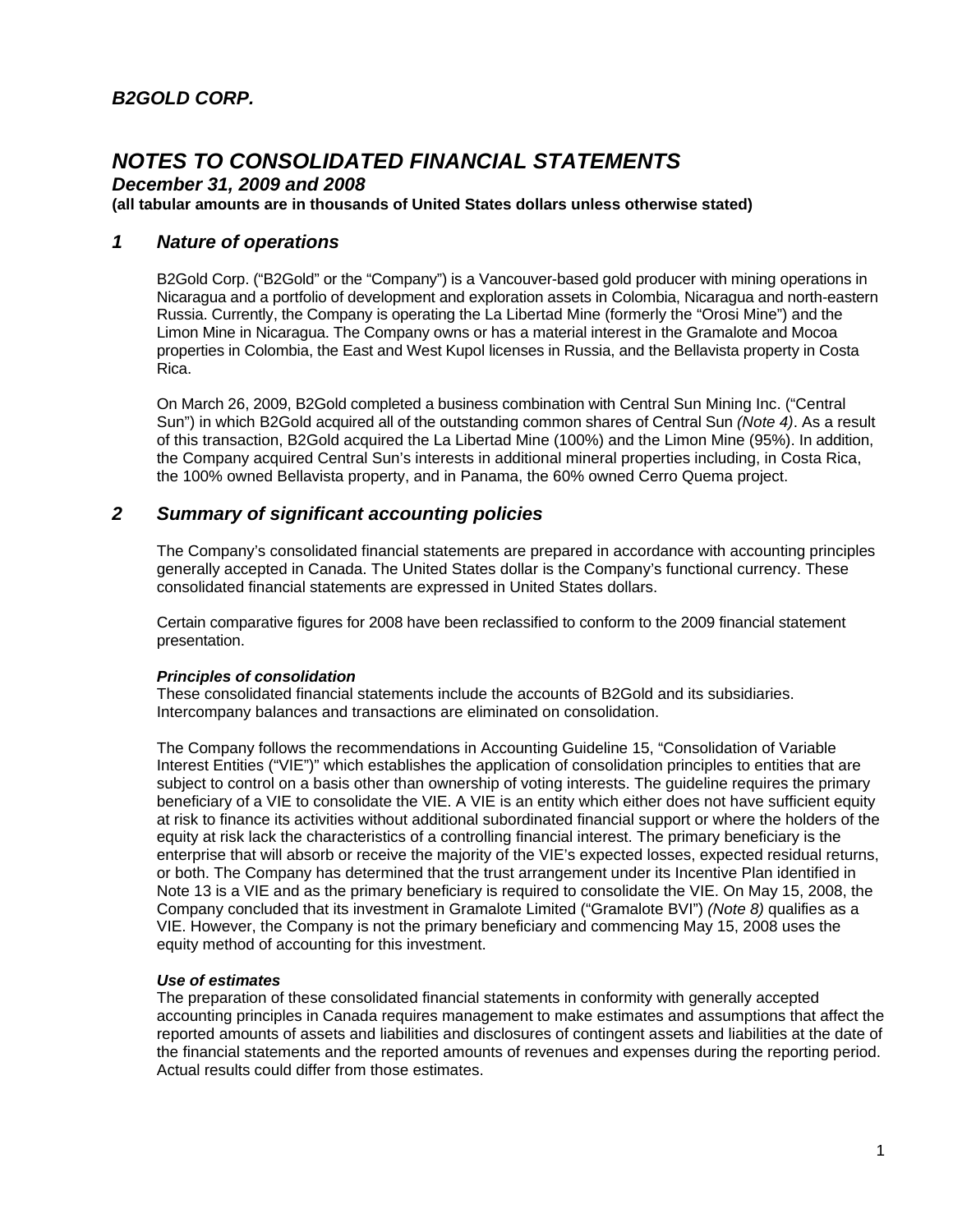# B2GOLD CORP.

# NOTES TO CONSOLIDATED FINANCIAL STATEMENTS

***December 31, 2009 and 2008***

**(all tabular amounts are in thousands of United States dollars unless otherwise stated)**

## 1 Nature of operations

B2Gold Corp. ("B2Gold" or the "Company") is a Vancouver-based gold producer with mining operations in Nicaragua and a portfolio of development and exploration assets in Colombia, Nicaragua and north-eastern Russia. Currently, the Company is operating the La Libertad Mine (formerly the "Orosi Mine") and the Limon Mine in Nicaragua. The Company owns or has a material interest in the Gramalote and Mocoa properties in Colombia, the East and West Kupol licenses in Russia, and the Bellavista property in Costa Rica.

On March 26, 2009, B2Gold completed a business combination with Central Sun Mining Inc. ("Central Sun") in which B2Gold acquired all of the outstanding common shares of Central Sun *(Note 4)*. As a result of this transaction, B2Gold acquired the La Libertad Mine (100%) and the Limon Mine (95%). In addition, the Company acquired Central Sun's interests in additional mineral properties including, in Costa Rica, the 100% owned Bellavista property, and in Panama, the 60% owned Cerro Quema project.

## 2 Summary of significant accounting policies

The Company's consolidated financial statements are prepared in accordance with accounting principles generally accepted in Canada. The United States dollar is the Company's functional currency. These consolidated financial statements are expressed in United States dollars.

Certain comparative figures for 2008 have been reclassified to conform to the 2009 financial statement presentation.

***Principles of consolidation***

These consolidated financial statements include the accounts of B2Gold and its subsidiaries. Intercompany balances and transactions are eliminated on consolidation.

The Company follows the recommendations in Accounting Guideline 15, "Consolidation of Variable Interest Entities ("VIE")" which establishes the application of consolidation principles to entities that are subject to control on a basis other than ownership of voting interests. The guideline requires the primary beneficiary of a VIE to consolidate the VIE. A VIE is an entity which either does not have sufficient equity at risk to finance its activities without additional subordinated financial support or where the holders of the equity at risk lack the characteristics of a controlling financial interest. The primary beneficiary is the enterprise that will absorb or receive the majority of the VIE's expected losses, expected residual returns, or both. The Company has determined that the trust arrangement under its Incentive Plan identified in Note 13 is a VIE and as the primary beneficiary is required to consolidate the VIE. On May 15, 2008, the Company concluded that its investment in Gramalote Limited ("Gramalote BVI") *(Note 8)* qualifies as a VIE. However, the Company is not the primary beneficiary and commencing May 15, 2008 uses the equity method of accounting for this investment.

***Use of estimates***

The preparation of these consolidated financial statements in conformity with generally accepted accounting principles in Canada requires management to make estimates and assumptions that affect the reported amounts of assets and liabilities and disclosures of contingent assets and liabilities at the date of the financial statements and the reported amounts of revenues and expenses during the reporting period. Actual results could differ from those estimates.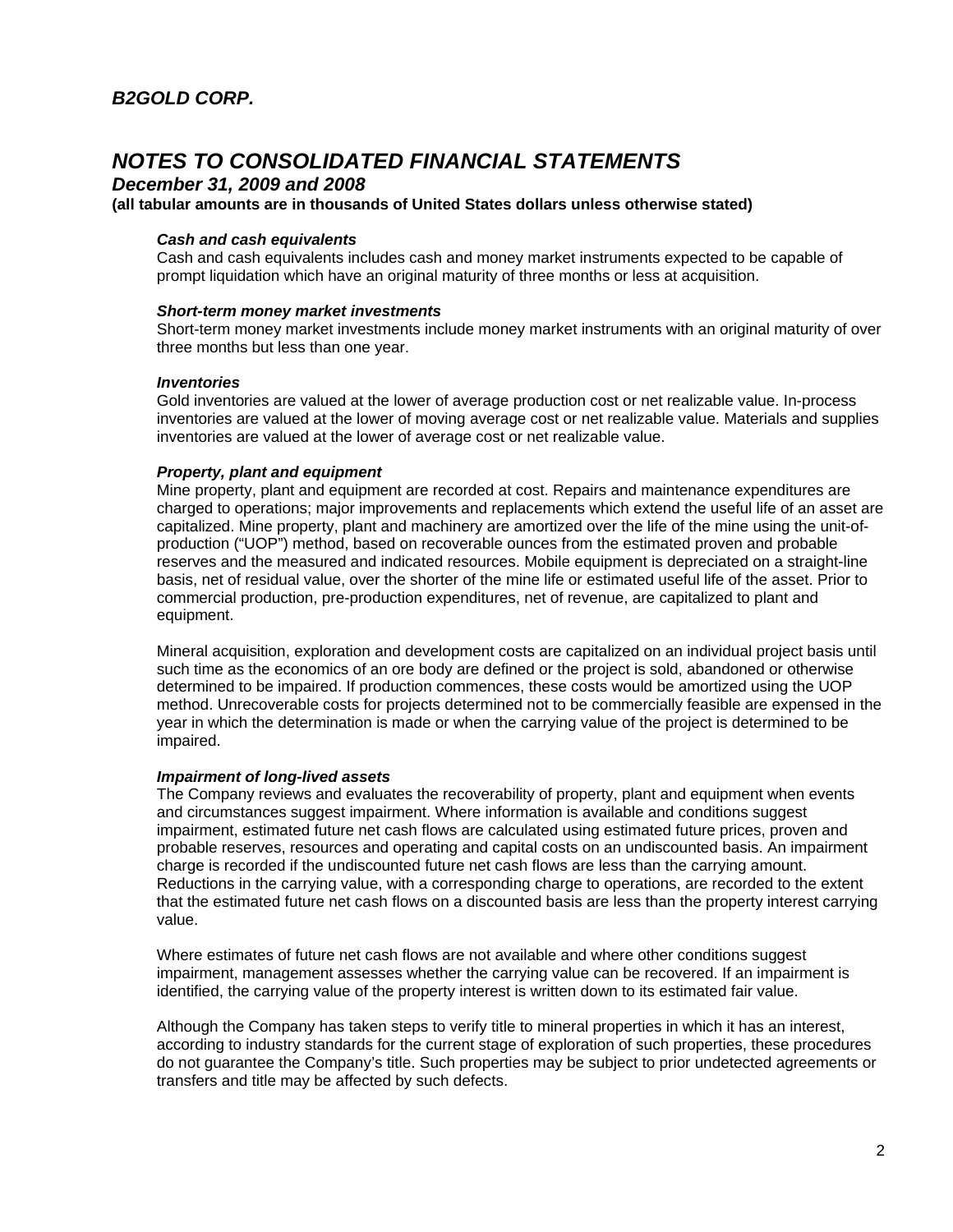# B2GOLD CORP.

## NOTES TO CONSOLIDATED FINANCIAL STATEMENTS

### December 31, 2009 and 2008

**(all tabular amounts are in thousands of United States dollars unless otherwise stated)**

***Cash and cash equivalents***

Cash and cash equivalents includes cash and money market instruments expected to be capable of prompt liquidation which have an original maturity of three months or less at acquisition.

***Short-term money market investments***

Short-term money market investments include money market instruments with an original maturity of over three months but less than one year.

***Inventories***

Gold inventories are valued at the lower of average production cost or net realizable value. In-process inventories are valued at the lower of moving average cost or net realizable value. Materials and supplies inventories are valued at the lower of average cost or net realizable value.

***Property, plant and equipment***

Mine property, plant and equipment are recorded at cost. Repairs and maintenance expenditures are charged to operations; major improvements and replacements which extend the useful life of an asset are capitalized. Mine property, plant and machinery are amortized over the life of the mine using the unit-of-production ("UOP") method, based on recoverable ounces from the estimated proven and probable reserves and the measured and indicated resources. Mobile equipment is depreciated on a straight-line basis, net of residual value, over the shorter of the mine life or estimated useful life of the asset. Prior to commercial production, pre-production expenditures, net of revenue, are capitalized to plant and equipment.

Mineral acquisition, exploration and development costs are capitalized on an individual project basis until such time as the economics of an ore body are defined or the project is sold, abandoned or otherwise determined to be impaired. If production commences, these costs would be amortized using the UOP method. Unrecoverable costs for projects determined not to be commercially feasible are expensed in the year in which the determination is made or when the carrying value of the project is determined to be impaired.

***Impairment of long-lived assets***

The Company reviews and evaluates the recoverability of property, plant and equipment when events and circumstances suggest impairment. Where information is available and conditions suggest impairment, estimated future net cash flows are calculated using estimated future prices, proven and probable reserves, resources and operating and capital costs on an undiscounted basis. An impairment charge is recorded if the undiscounted future net cash flows are less than the carrying amount. Reductions in the carrying value, with a corresponding charge to operations, are recorded to the extent that the estimated future net cash flows on a discounted basis are less than the property interest carrying value.

Where estimates of future net cash flows are not available and where other conditions suggest impairment, management assesses whether the carrying value can be recovered. If an impairment is identified, the carrying value of the property interest is written down to its estimated fair value.

Although the Company has taken steps to verify title to mineral properties in which it has an interest, according to industry standards for the current stage of exploration of such properties, these procedures do not guarantee the Company's title. Such properties may be subject to prior undetected agreements or transfers and title may be affected by such defects.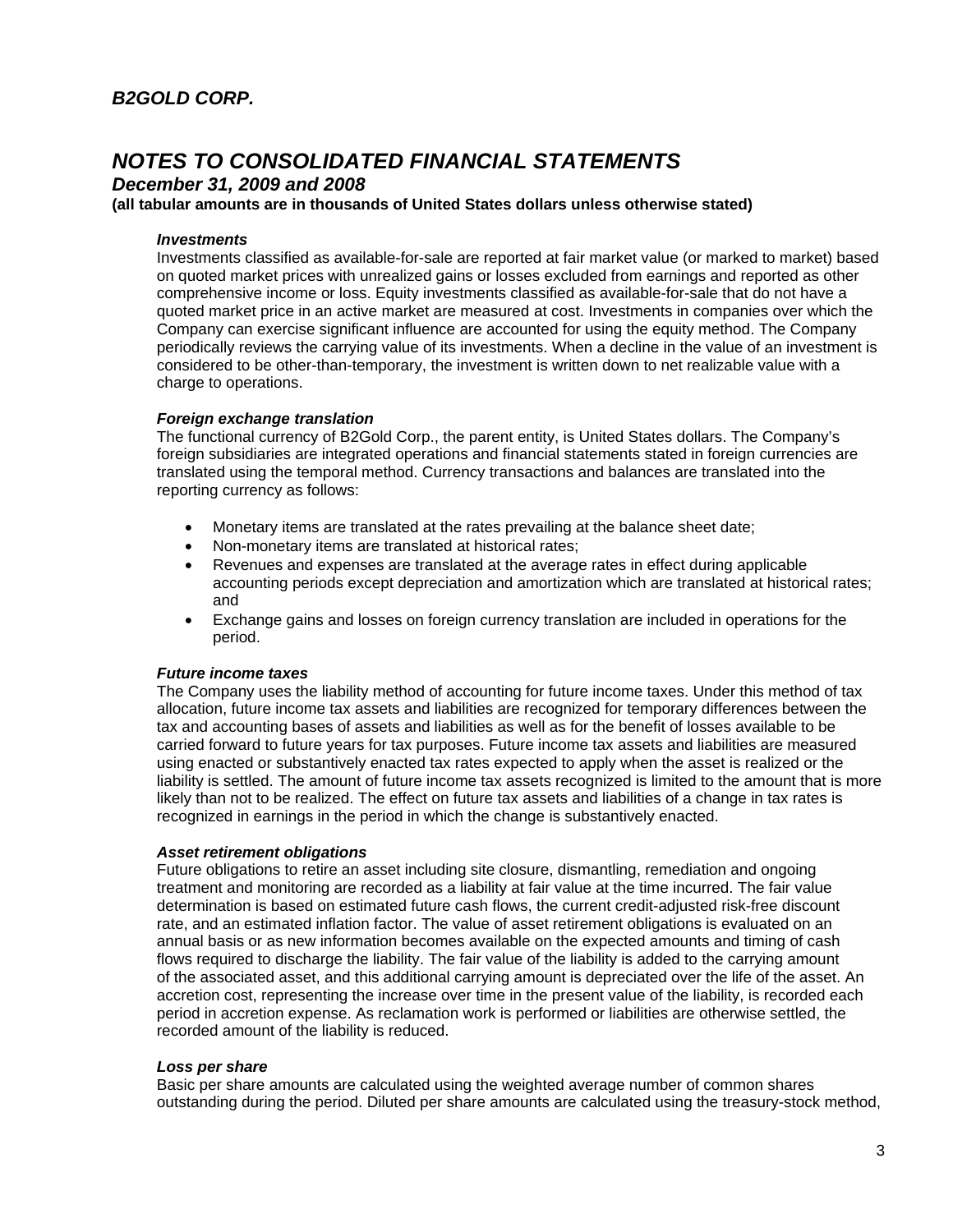### *Investments*

Investments classified as available-for-sale are reported at fair market value (or marked to market) based on quoted market prices with unrealized gains or losses excluded from earnings and reported as other comprehensive income or loss. Equity investments classified as available-for-sale that do not have a quoted market price in an active market are measured at cost. Investments in companies over which the Company can exercise significant influence are accounted for using the equity method. The Company periodically reviews the carrying value of its investments. When a decline in the value of an investment is considered to be other-than-temporary, the investment is written down to net realizable value with a charge to operations.

### *Foreign exchange translation*

The functional currency of B2Gold Corp., the parent entity, is United States dollars. The Company's foreign subsidiaries are integrated operations and financial statements stated in foreign currencies are translated using the temporal method. Currency transactions and balances are translated into the reporting currency as follows:

- Monetary items are translated at the rates prevailing at the balance sheet date;
- Non-monetary items are translated at historical rates;
- Revenues and expenses are translated at the average rates in effect during applicable accounting periods except depreciation and amortization which are translated at historical rates; and
- Exchange gains and losses on foreign currency translation are included in operations for the period.

### *Future income taxes*

The Company uses the liability method of accounting for future income taxes. Under this method of tax allocation, future income tax assets and liabilities are recognized for temporary differences between the tax and accounting bases of assets and liabilities as well as for the benefit of losses available to be carried forward to future years for tax purposes. Future income tax assets and liabilities are measured using enacted or substantively enacted tax rates expected to apply when the asset is realized or the liability is settled. The amount of future income tax assets recognized is limited to the amount that is more likely than not to be realized. The effect on future tax assets and liabilities of a change in tax rates is recognized in earnings in the period in which the change is substantively enacted.

### *Asset retirement obligations*

Future obligations to retire an asset including site closure, dismantling, remediation and ongoing treatment and monitoring are recorded as a liability at fair value at the time incurred. The fair value determination is based on estimated future cash flows, the current credit-adjusted risk-free discount rate, and an estimated inflation factor. The value of asset retirement obligations is evaluated on an annual basis or as new information becomes available on the expected amounts and timing of cash flows required to discharge the liability. The fair value of the liability is added to the carrying amount of the associated asset, and this additional carrying amount is depreciated over the life of the asset. An accretion cost, representing the increase over time in the present value of the liability, is recorded each period in accretion expense. As reclamation work is performed or liabilities are otherwise settled, the recorded amount of the liability is reduced.

### *Loss per share*

Basic per share amounts are calculated using the weighted average number of common shares outstanding during the period. Diluted per share amounts are calculated using the treasury-stock method,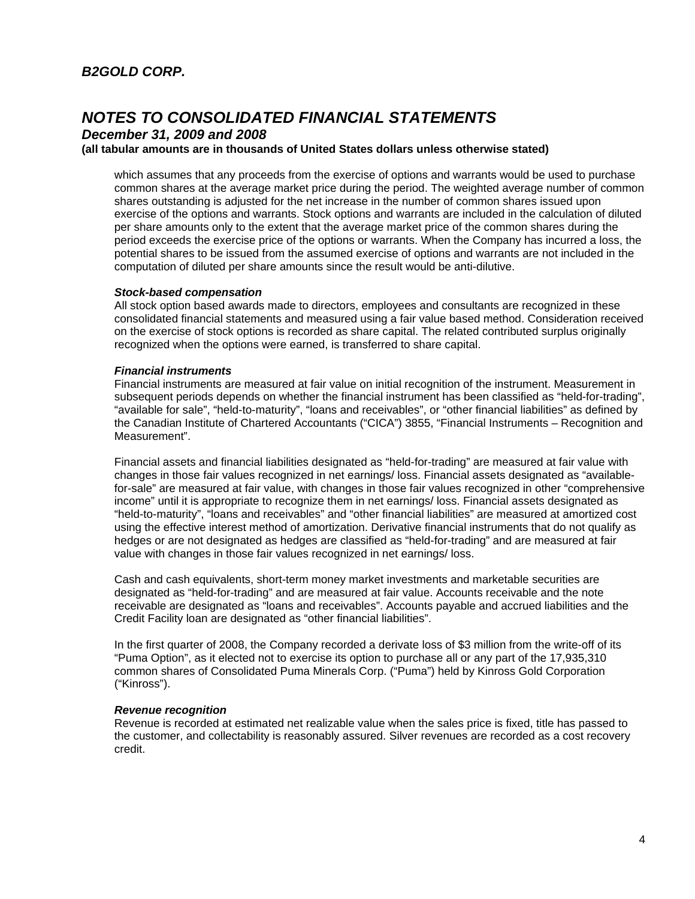which assumes that any proceeds from the exercise of options and warrants would be used to purchase common shares at the average market price during the period. The weighted average number of common shares outstanding is adjusted for the net increase in the number of common shares issued upon exercise of the options and warrants. Stock options and warrants are included in the calculation of diluted per share amounts only to the extent that the average market price of the common shares during the period exceeds the exercise price of the options or warrants. When the Company has incurred a loss, the potential shares to be issued from the assumed exercise of options and warrants are not included in the computation of diluted per share amounts since the result would be anti-dilutive.

***Stock-based compensation***
All stock option based awards made to directors, employees and consultants are recognized in these consolidated financial statements and measured using a fair value based method. Consideration received on the exercise of stock options is recorded as share capital. The related contributed surplus originally recognized when the options were earned, is transferred to share capital.

***Financial instruments***
Financial instruments are measured at fair value on initial recognition of the instrument. Measurement in subsequent periods depends on whether the financial instrument has been classified as "held-for-trading", "available for sale", "held-to-maturity", "loans and receivables", or "other financial liabilities" as defined by the Canadian Institute of Chartered Accountants ("CICA") 3855, "Financial Instruments – Recognition and Measurement".

Financial assets and financial liabilities designated as "held-for-trading" are measured at fair value with changes in those fair values recognized in net earnings/ loss. Financial assets designated as "available-for-sale" are measured at fair value, with changes in those fair values recognized in other "comprehensive income" until it is appropriate to recognize them in net earnings/ loss. Financial assets designated as "held-to-maturity", "loans and receivables" and "other financial liabilities" are measured at amortized cost using the effective interest method of amortization. Derivative financial instruments that do not qualify as hedges or are not designated as hedges are classified as "held-for-trading" and are measured at fair value with changes in those fair values recognized in net earnings/ loss.

Cash and cash equivalents, short-term money market investments and marketable securities are designated as "held-for-trading" and are measured at fair value. Accounts receivable and the note receivable are designated as "loans and receivables". Accounts payable and accrued liabilities and the Credit Facility loan are designated as "other financial liabilities".

In the first quarter of 2008, the Company recorded a derivate loss of $3 million from the write-off of its "Puma Option", as it elected not to exercise its option to purchase all or any part of the 17,935,310 common shares of Consolidated Puma Minerals Corp. ("Puma") held by Kinross Gold Corporation ("Kinross").

***Revenue recognition***
Revenue is recorded at estimated net realizable value when the sales price is fixed, title has passed to the customer, and collectability is reasonably assured. Silver revenues are recorded as a cost recovery credit.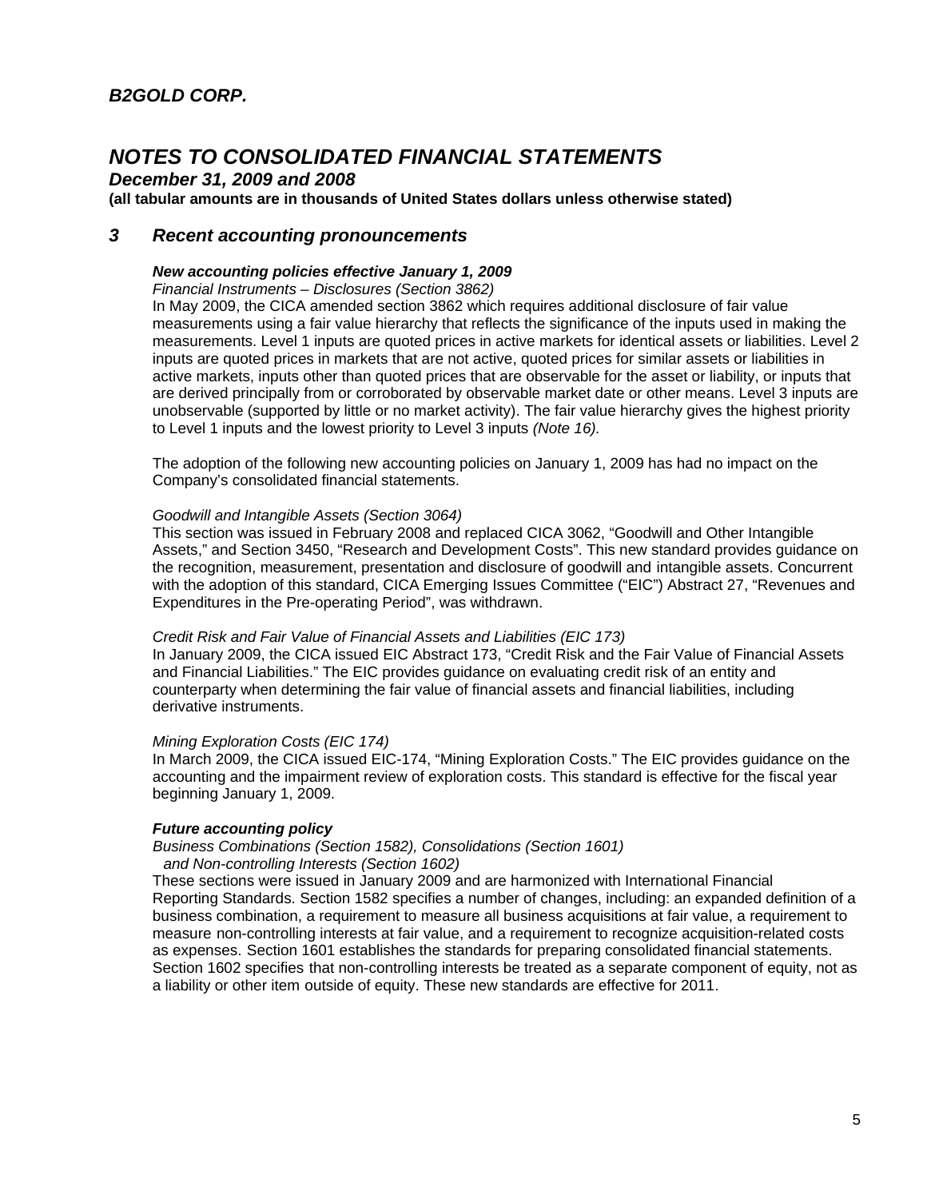## *B2GOLD CORP.*

# *NOTES TO CONSOLIDATED FINANCIAL STATEMENTS*

### *December 31, 2009 and 2008*

**(all tabular amounts are in thousands of United States dollars unless otherwise stated)**

## *3 Recent accounting pronouncements*

***New accounting policies effective January 1, 2009***

*Financial Instruments – Disclosures (Section 3862)*

In May 2009, the CICA amended section 3862 which requires additional disclosure of fair value measurements using a fair value hierarchy that reflects the significance of the inputs used in making the measurements. Level 1 inputs are quoted prices in active markets for identical assets or liabilities. Level 2 inputs are quoted prices in markets that are not active, quoted prices for similar assets or liabilities in active markets, inputs other than quoted prices that are observable for the asset or liability, or inputs that are derived principally from or corroborated by observable market date or other means. Level 3 inputs are unobservable (supported by little or no market activity). The fair value hierarchy gives the highest priority to Level 1 inputs and the lowest priority to Level 3 inputs *(Note 16).*

The adoption of the following new accounting policies on January 1, 2009 has had no impact on the Company's consolidated financial statements.

*Goodwill and Intangible Assets (Section 3064)*

This section was issued in February 2008 and replaced CICA 3062, "Goodwill and Other Intangible Assets," and Section 3450, "Research and Development Costs". This new standard provides guidance on the recognition, measurement, presentation and disclosure of goodwill and intangible assets. Concurrent with the adoption of this standard, CICA Emerging Issues Committee ("EIC") Abstract 27, "Revenues and Expenditures in the Pre-operating Period", was withdrawn.

*Credit Risk and Fair Value of Financial Assets and Liabilities (EIC 173)*

In January 2009, the CICA issued EIC Abstract 173, "Credit Risk and the Fair Value of Financial Assets and Financial Liabilities." The EIC provides guidance on evaluating credit risk of an entity and counterparty when determining the fair value of financial assets and financial liabilities, including derivative instruments.

*Mining Exploration Costs (EIC 174)*

In March 2009, the CICA issued EIC-174, "Mining Exploration Costs." The EIC provides guidance on the accounting and the impairment review of exploration costs. This standard is effective for the fiscal year beginning January 1, 2009.

***Future accounting policy***

*Business Combinations (Section 1582), Consolidations (Section 1601) and Non-controlling Interests (Section 1602)*

These sections were issued in January 2009 and are harmonized with International Financial Reporting Standards. Section 1582 specifies a number of changes, including: an expanded definition of a business combination, a requirement to measure all business acquisitions at fair value, a requirement to measure non-controlling interests at fair value, and a requirement to recognize acquisition-related costs as expenses. Section 1601 establishes the standards for preparing consolidated financial statements. Section 1602 specifies that non-controlling interests be treated as a separate component of equity, not as a liability or other item outside of equity. These new standards are effective for 2011.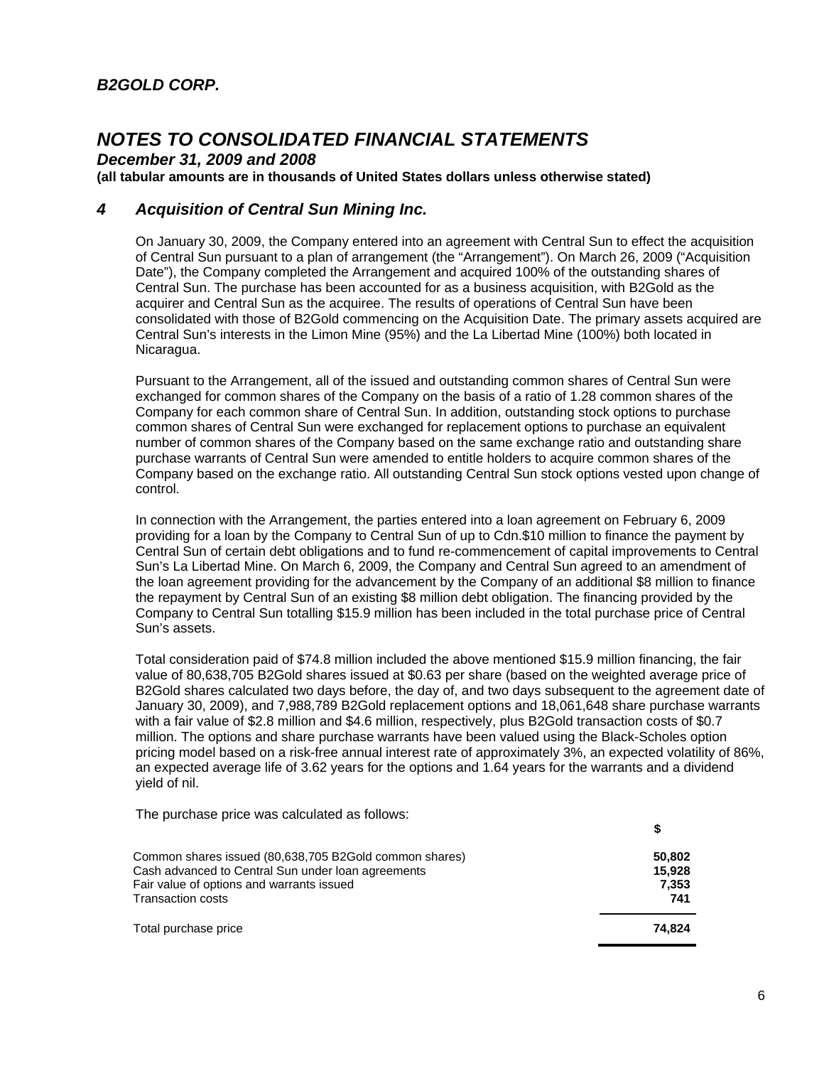## 4 Acquisition of Central Sun Mining Inc.

On January 30, 2009, the Company entered into an agreement with Central Sun to effect the acquisition of Central Sun pursuant to a plan of arrangement (the "Arrangement"). On March 26, 2009 ("Acquisition Date"), the Company completed the Arrangement and acquired 100% of the outstanding shares of Central Sun. The purchase has been accounted for as a business acquisition, with B2Gold as the acquirer and Central Sun as the acquiree. The results of operations of Central Sun have been consolidated with those of B2Gold commencing on the Acquisition Date. The primary assets acquired are Central Sun's interests in the Limon Mine (95%) and the La Libertad Mine (100%) both located in Nicaragua.

Pursuant to the Arrangement, all of the issued and outstanding common shares of Central Sun were exchanged for common shares of the Company on the basis of a ratio of 1.28 common shares of the Company for each common share of Central Sun. In addition, outstanding stock options to purchase common shares of Central Sun were exchanged for replacement options to purchase an equivalent number of common shares of the Company based on the same exchange ratio and outstanding share purchase warrants of Central Sun were amended to entitle holders to acquire common shares of the Company based on the exchange ratio. All outstanding Central Sun stock options vested upon change of control.

In connection with the Arrangement, the parties entered into a loan agreement on February 6, 2009 providing for a loan by the Company to Central Sun of up to Cdn.$10 million to finance the payment by Central Sun of certain debt obligations and to fund re-commencement of capital improvements to Central Sun's La Libertad Mine. On March 6, 2009, the Company and Central Sun agreed to an amendment of the loan agreement providing for the advancement by the Company of an additional $8 million to finance the repayment by Central Sun of an existing $8 million debt obligation. The financing provided by the Company to Central Sun totalling $15.9 million has been included in the total purchase price of Central Sun's assets.

Total consideration paid of $74.8 million included the above mentioned $15.9 million financing, the fair value of 80,638,705 B2Gold shares issued at $0.63 per share (based on the weighted average price of B2Gold shares calculated two days before, the day of, and two days subsequent to the agreement date of January 30, 2009), and 7,988,789 B2Gold replacement options and 18,061,648 share purchase warrants with a fair value of $2.8 million and $4.6 million, respectively, plus B2Gold transaction costs of $0.7 million. The options and share purchase warrants have been valued using the Black-Scholes option pricing model based on a risk-free annual interest rate of approximately 3%, an expected volatility of 86%, an expected average life of 3.62 years for the options and 1.64 years for the warrants and a dividend yield of nil.

The purchase price was calculated as follows:

| | $ |
|---|---|
| Common shares issued (80,638,705 B2Gold common shares) | **50,802** |
| Cash advanced to Central Sun under loan agreements | **15,928** |
| Fair value of options and warrants issued | **7,353** |
| Transaction costs | **741** |
| Total purchase price | **74,824** |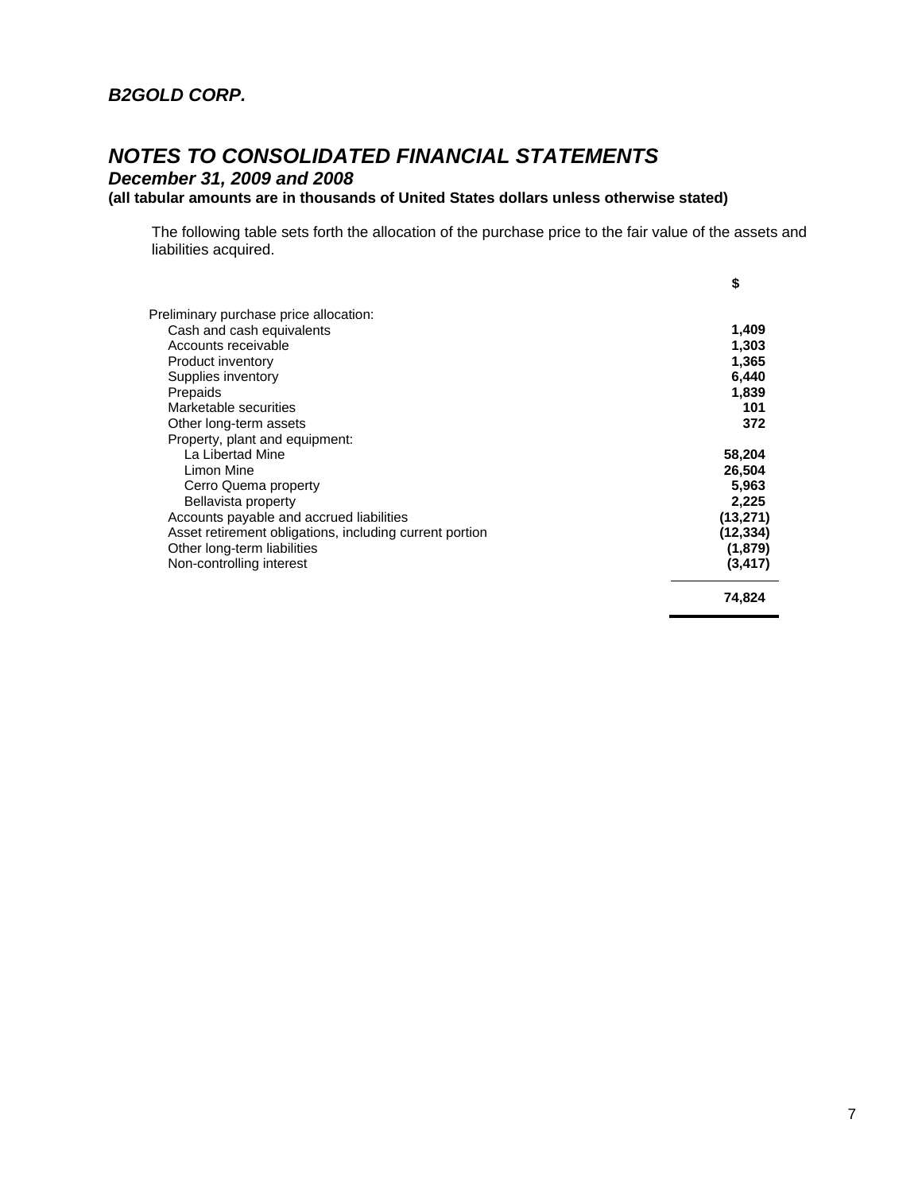The following table sets forth the allocation of the purchase price to the fair value of the assets and liabilities acquired.

| | $ |
|---|---|
| Preliminary purchase price allocation: | |
| Cash and cash equivalents | **1,409** |
| Accounts receivable | **1,303** |
| Product inventory | **1,365** |
| Supplies inventory | **6,440** |
| Prepaids | **1,839** |
| Marketable securities | **101** |
| Other long-term assets | **372** |
| Property, plant and equipment: | |
| La Libertad Mine | **58,204** |
| Limon Mine | **26,504** |
| Cerro Quema property | **5,963** |
| Bellavista property | **2,225** |
| Accounts payable and accrued liabilities | **(13,271)** |
| Asset retirement obligations, including current portion | **(12,334)** |
| Other long-term liabilities | **(1,879)** |
| Non-controlling interest | **(3,417)** |
| | **74,824** |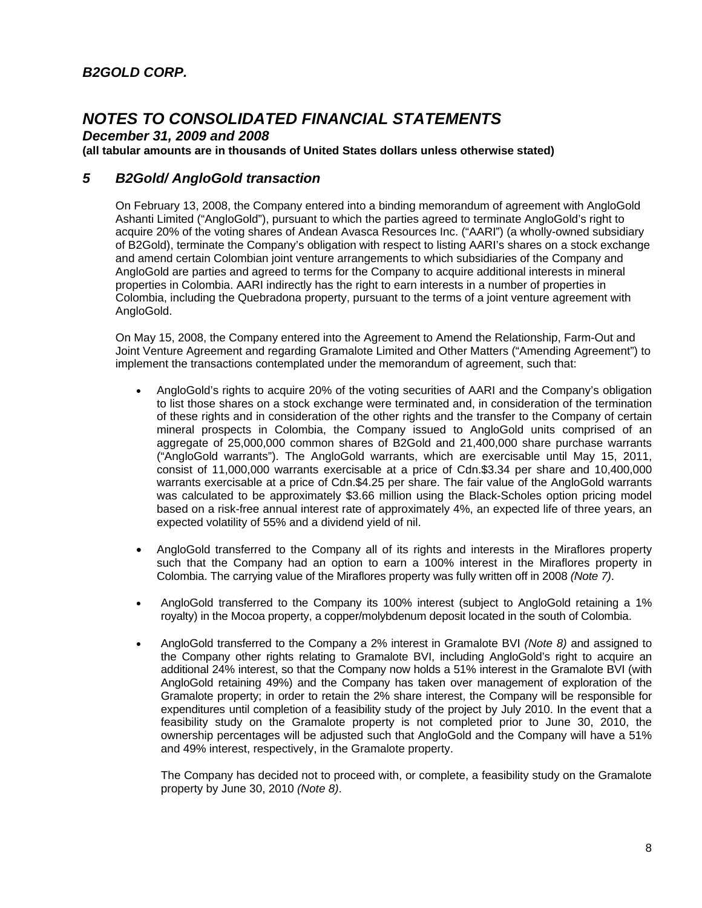## 5 B2Gold/ AngloGold transaction

On February 13, 2008, the Company entered into a binding memorandum of agreement with AngloGold Ashanti Limited ("AngloGold"), pursuant to which the parties agreed to terminate AngloGold's right to acquire 20% of the voting shares of Andean Avasca Resources Inc. ("AARI") (a wholly-owned subsidiary of B2Gold), terminate the Company's obligation with respect to listing AARI's shares on a stock exchange and amend certain Colombian joint venture arrangements to which subsidiaries of the Company and AngloGold are parties and agreed to terms for the Company to acquire additional interests in mineral properties in Colombia. AARI indirectly has the right to earn interests in a number of properties in Colombia, including the Quebradona property, pursuant to the terms of a joint venture agreement with AngloGold.

On May 15, 2008, the Company entered into the Agreement to Amend the Relationship, Farm-Out and Joint Venture Agreement and regarding Gramalote Limited and Other Matters ("Amending Agreement") to implement the transactions contemplated under the memorandum of agreement, such that:

- AngloGold's rights to acquire 20% of the voting securities of AARI and the Company's obligation to list those shares on a stock exchange were terminated and, in consideration of the termination of these rights and in consideration of the other rights and the transfer to the Company of certain mineral prospects in Colombia, the Company issued to AngloGold units comprised of an aggregate of 25,000,000 common shares of B2Gold and 21,400,000 share purchase warrants ("AngloGold warrants"). The AngloGold warrants, which are exercisable until May 15, 2011, consist of 11,000,000 warrants exercisable at a price of Cdn.$3.34 per share and 10,400,000 warrants exercisable at a price of Cdn.$4.25 per share. The fair value of the AngloGold warrants was calculated to be approximately $3.66 million using the Black-Scholes option pricing model based on a risk-free annual interest rate of approximately 4%, an expected life of three years, an expected volatility of 55% and a dividend yield of nil.

- AngloGold transferred to the Company all of its rights and interests in the Miraflores property such that the Company had an option to earn a 100% interest in the Miraflores property in Colombia. The carrying value of the Miraflores property was fully written off in 2008 *(Note 7)*.

- AngloGold transferred to the Company its 100% interest (subject to AngloGold retaining a 1% royalty) in the Mocoa property, a copper/molybdenum deposit located in the south of Colombia.

- AngloGold transferred to the Company a 2% interest in Gramalote BVI *(Note 8)* and assigned to the Company other rights relating to Gramalote BVI, including AngloGold's right to acquire an additional 24% interest, so that the Company now holds a 51% interest in the Gramalote BVI (with AngloGold retaining 49%) and the Company has taken over management of exploration of the Gramalote property; in order to retain the 2% share interest, the Company will be responsible for expenditures until completion of a feasibility study of the project by July 2010. In the event that a feasibility study on the Gramalote property is not completed prior to June 30, 2010, the ownership percentages will be adjusted such that AngloGold and the Company will have a 51% and 49% interest, respectively, in the Gramalote property.

  The Company has decided not to proceed with, or complete, a feasibility study on the Gramalote property by June 30, 2010 *(Note 8)*.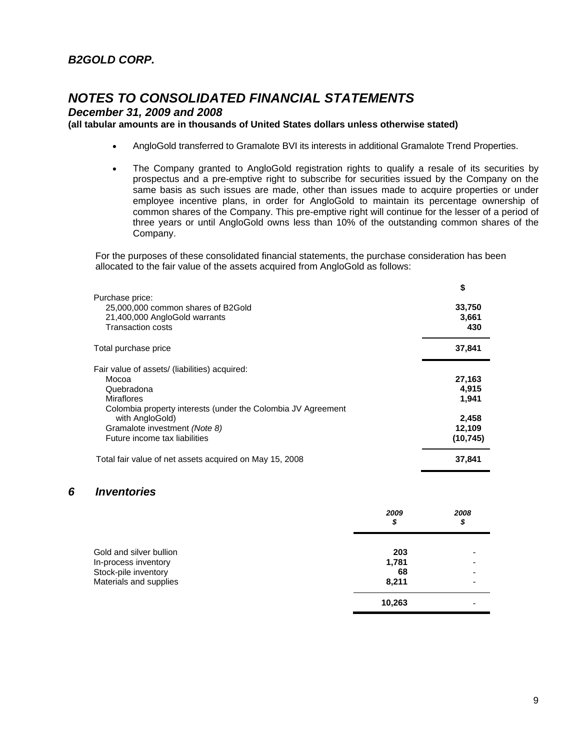- AngloGold transferred to Gramalote BVI its interests in additional Gramalote Trend Properties.

- The Company granted to AngloGold registration rights to qualify a resale of its securities by prospectus and a pre-emptive right to subscribe for securities issued by the Company on the same basis as such issues are made, other than issues made to acquire properties or under employee incentive plans, in order for AngloGold to maintain its percentage ownership of common shares of the Company. This pre-emptive right will continue for the lesser of a period of three years or until AngloGold owns less than 10% of the outstanding common shares of the Company.

For the purposes of these consolidated financial statements, the purchase consideration has been allocated to the fair value of the assets acquired from AngloGold as follows:

| | $ |
|---|---|
| Purchase price: | |
| 25,000,000 common shares of B2Gold | **33,750** |
| 21,400,000 AngloGold warrants | **3,661** |
| Transaction costs | **430** |
| Total purchase price | **37,841** |
| Fair value of assets/ (liabilities) acquired: | |
| Mocoa | **27,163** |
| Quebradona | **4,915** |
| Miraflores | **1,941** |
| Colombia property interests (under the Colombia JV Agreement with AngloGold) | **2,458** |
| Gramalote investment *(Note 8)* | **12,109** |
| Future income tax liabilities | **(10,745)** |
| Total fair value of net assets acquired on May 15, 2008 | **37,841** |

## 6 Inventories

| | *2009* *$* | *2008* *$* |
|---|---|---|
| Gold and silver bullion | **203** | - |
| In-process inventory | **1,781** | - |
| Stock-pile inventory | **68** | - |
| Materials and supplies | **8,211** | - |
| | **10,263** | - |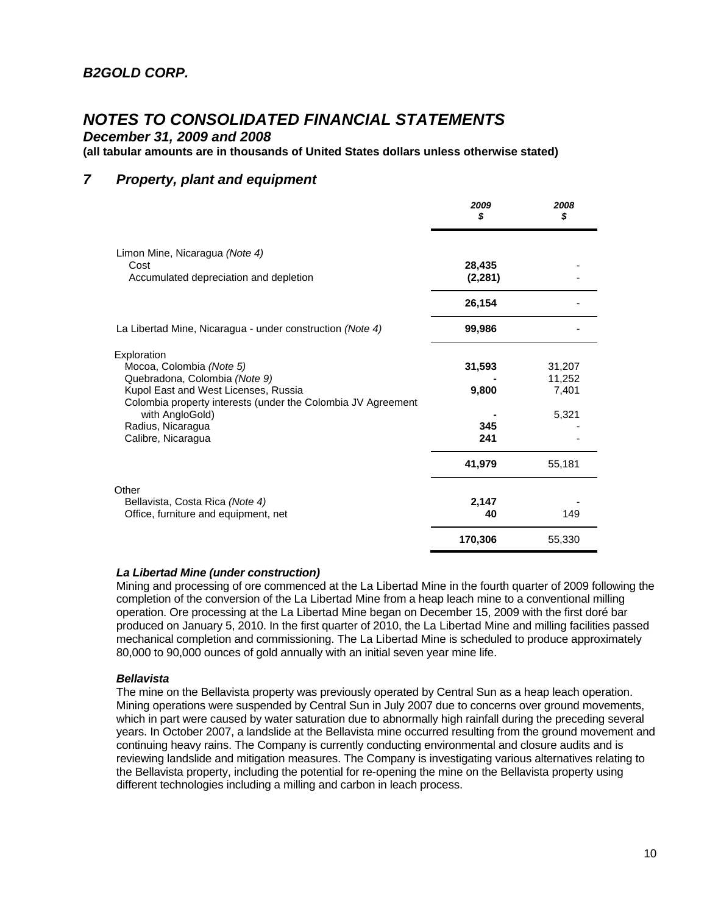**B2GOLD CORP.**

# NOTES TO CONSOLIDATED FINANCIAL STATEMENTS

***December 31, 2009 and 2008***

**(all tabular amounts are in thousands of United States dollars unless otherwise stated)**

## 7 Property, plant and equipment

| | 2009<br>$ | 2008<br>$ |
|---|---|---|
| Limon Mine, Nicaragua *(Note 4)* | | |
| Cost | **28,435** | - |
| Accumulated depreciation and depletion | **(2,281)** | - |
| | **26,154** | - |
| La Libertad Mine, Nicaragua - under construction *(Note 4)* | **99,986** | - |
| Exploration | | |
| Mocoa, Colombia *(Note 5)* | **31,593** | 31,207 |
| Quebradona, Colombia *(Note 9)* | **-** | 11,252 |
| Kupol East and West Licenses, Russia | **9,800** | 7,401 |
| Colombia property interests (under the Colombia JV Agreement with AngloGold) | **-** | 5,321 |
| Radius, Nicaragua | **345** | - |
| Calibre, Nicaragua | **241** | - |
| | **41,979** | 55,181 |
| Other | | |
| Bellavista, Costa Rica *(Note 4)* | **2,147** | - |
| Office, furniture and equipment, net | **40** | 149 |
| | **170,306** | 55,330 |

***La Libertad Mine (under construction)***

Mining and processing of ore commenced at the La Libertad Mine in the fourth quarter of 2009 following the completion of the conversion of the La Libertad Mine from a heap leach mine to a conventional milling operation. Ore processing at the La Libertad Mine began on December 15, 2009 with the first doré bar produced on January 5, 2010. In the first quarter of 2010, the La Libertad Mine and milling facilities passed mechanical completion and commissioning. The La Libertad Mine is scheduled to produce approximately 80,000 to 90,000 ounces of gold annually with an initial seven year mine life.

***Bellavista***

The mine on the Bellavista property was previously operated by Central Sun as a heap leach operation. Mining operations were suspended by Central Sun in July 2007 due to concerns over ground movements, which in part were caused by water saturation due to abnormally high rainfall during the preceding several years. In October 2007, a landslide at the Bellavista mine occurred resulting from the ground movement and continuing heavy rains. The Company is currently conducting environmental and closure audits and is reviewing landslide and mitigation measures. The Company is investigating various alternatives relating to the Bellavista property, including the potential for re-opening the mine on the Bellavista property using different technologies including a milling and carbon in leach process.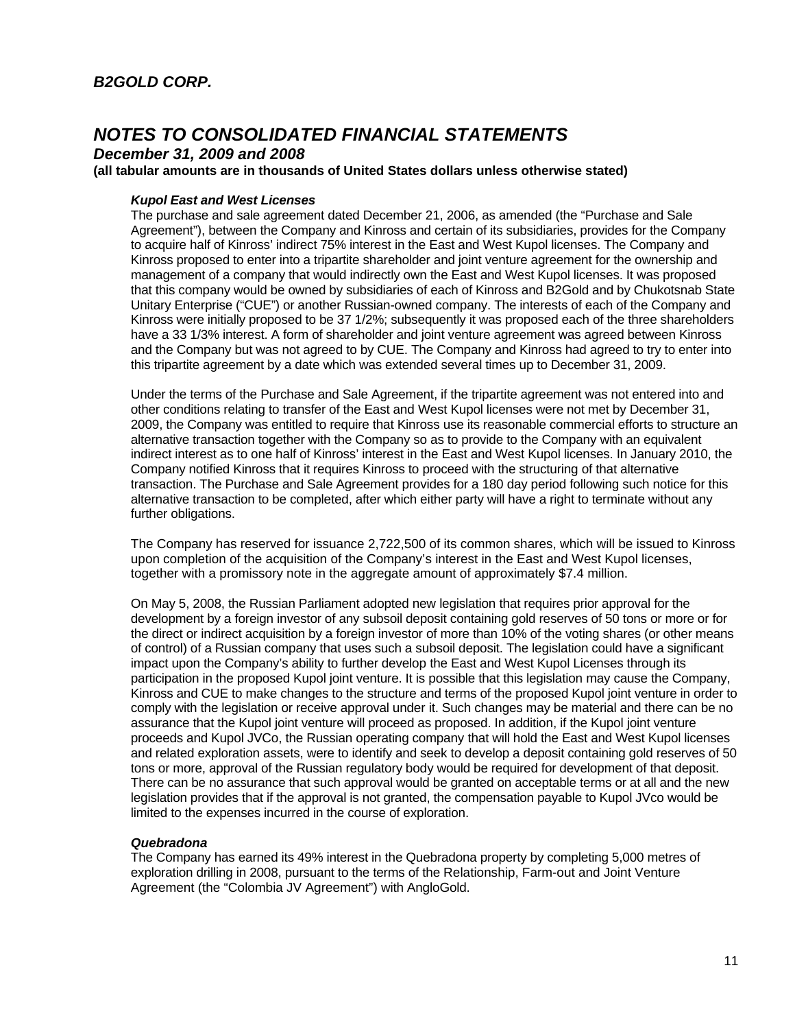### *Kupol East and West Licenses*

The purchase and sale agreement dated December 21, 2006, as amended (the "Purchase and Sale Agreement"), between the Company and Kinross and certain of its subsidiaries, provides for the Company to acquire half of Kinross' indirect 75% interest in the East and West Kupol licenses. The Company and Kinross proposed to enter into a tripartite shareholder and joint venture agreement for the ownership and management of a company that would indirectly own the East and West Kupol licenses. It was proposed that this company would be owned by subsidiaries of each of Kinross and B2Gold and by Chukotsnab State Unitary Enterprise ("CUE") or another Russian-owned company. The interests of each of the Company and Kinross were initially proposed to be 37 1/2%; subsequently it was proposed each of the three shareholders have a 33 1/3% interest. A form of shareholder and joint venture agreement was agreed between Kinross and the Company but was not agreed to by CUE. The Company and Kinross had agreed to try to enter into this tripartite agreement by a date which was extended several times up to December 31, 2009.

Under the terms of the Purchase and Sale Agreement, if the tripartite agreement was not entered into and other conditions relating to transfer of the East and West Kupol licenses were not met by December 31, 2009, the Company was entitled to require that Kinross use its reasonable commercial efforts to structure an alternative transaction together with the Company so as to provide to the Company with an equivalent indirect interest as to one half of Kinross' interest in the East and West Kupol licenses. In January 2010, the Company notified Kinross that it requires Kinross to proceed with the structuring of that alternative transaction. The Purchase and Sale Agreement provides for a 180 day period following such notice for this alternative transaction to be completed, after which either party will have a right to terminate without any further obligations.

The Company has reserved for issuance 2,722,500 of its common shares, which will be issued to Kinross upon completion of the acquisition of the Company's interest in the East and West Kupol licenses, together with a promissory note in the aggregate amount of approximately $7.4 million.

On May 5, 2008, the Russian Parliament adopted new legislation that requires prior approval for the development by a foreign investor of any subsoil deposit containing gold reserves of 50 tons or more or for the direct or indirect acquisition by a foreign investor of more than 10% of the voting shares (or other means of control) of a Russian company that uses such a subsoil deposit. The legislation could have a significant impact upon the Company's ability to further develop the East and West Kupol Licenses through its participation in the proposed Kupol joint venture. It is possible that this legislation may cause the Company, Kinross and CUE to make changes to the structure and terms of the proposed Kupol joint venture in order to comply with the legislation or receive approval under it. Such changes may be material and there can be no assurance that the Kupol joint venture will proceed as proposed. In addition, if the Kupol joint venture proceeds and Kupol JVCo, the Russian operating company that will hold the East and West Kupol licenses and related exploration assets, were to identify and seek to develop a deposit containing gold reserves of 50 tons or more, approval of the Russian regulatory body would be required for development of that deposit. There can be no assurance that such approval would be granted on acceptable terms or at all and the new legislation provides that if the approval is not granted, the compensation payable to Kupol JVco would be limited to the expenses incurred in the course of exploration.

### *Quebradona*

The Company has earned its 49% interest in the Quebradona property by completing 5,000 metres of exploration drilling in 2008, pursuant to the terms of the Relationship, Farm-out and Joint Venture Agreement (the "Colombia JV Agreement") with AngloGold.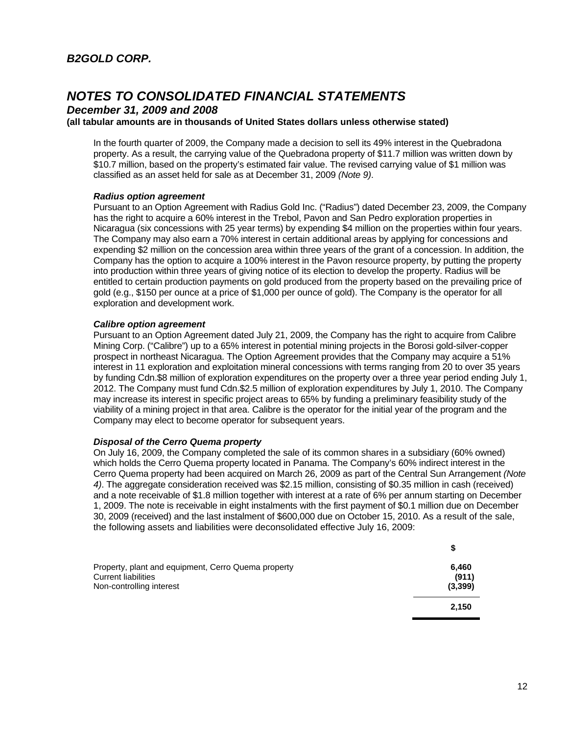In the fourth quarter of 2009, the Company made a decision to sell its 49% interest in the Quebradona property. As a result, the carrying value of the Quebradona property of \$11.7 million was written down by \$10.7 million, based on the property's estimated fair value. The revised carrying value of \$1 million was classified as an asset held for sale as at December 31, 2009 *(Note 9)*.

***Radius option agreement***

Pursuant to an Option Agreement with Radius Gold Inc. ("Radius") dated December 23, 2009, the Company has the right to acquire a 60% interest in the Trebol, Pavon and San Pedro exploration properties in Nicaragua (six concessions with 25 year terms) by expending \$4 million on the properties within four years. The Company may also earn a 70% interest in certain additional areas by applying for concessions and expending \$2 million on the concession area within three years of the grant of a concession. In addition, the Company has the option to acquire a 100% interest in the Pavon resource property, by putting the property into production within three years of giving notice of its election to develop the property. Radius will be entitled to certain production payments on gold produced from the property based on the prevailing price of gold (e.g., \$150 per ounce at a price of \$1,000 per ounce of gold). The Company is the operator for all exploration and development work.

***Calibre option agreement***

Pursuant to an Option Agreement dated July 21, 2009, the Company has the right to acquire from Calibre Mining Corp. ("Calibre") up to a 65% interest in potential mining projects in the Borosi gold-silver-copper prospect in northeast Nicaragua. The Option Agreement provides that the Company may acquire a 51% interest in 11 exploration and exploitation mineral concessions with terms ranging from 20 to over 35 years by funding Cdn.\$8 million of exploration expenditures on the property over a three year period ending July 1, 2012. The Company must fund Cdn.\$2.5 million of exploration expenditures by July 1, 2010. The Company may increase its interest in specific project areas to 65% by funding a preliminary feasibility study of the viability of a mining project in that area. Calibre is the operator for the initial year of the program and the Company may elect to become operator for subsequent years.

***Disposal of the Cerro Quema property***

On July 16, 2009, the Company completed the sale of its common shares in a subsidiary (60% owned) which holds the Cerro Quema property located in Panama. The Company's 60% indirect interest in the Cerro Quema property had been acquired on March 26, 2009 as part of the Central Sun Arrangement *(Note 4)*. The aggregate consideration received was \$2.15 million, consisting of \$0.35 million in cash (received) and a note receivable of \$1.8 million together with interest at a rate of 6% per annum starting on December 1, 2009. The note is receivable in eight instalments with the first payment of \$0.1 million due on December 30, 2009 (received) and the last instalment of \$600,000 due on October 15, 2010. As a result of the sale, the following assets and liabilities were deconsolidated effective July 16, 2009:

| | \$ |
|---|---|
| Property, plant and equipment, Cerro Quema property | **6,460** |
| Current liabilities | **(911)** |
| Non-controlling interest | **(3,399)** |
| | **2,150** |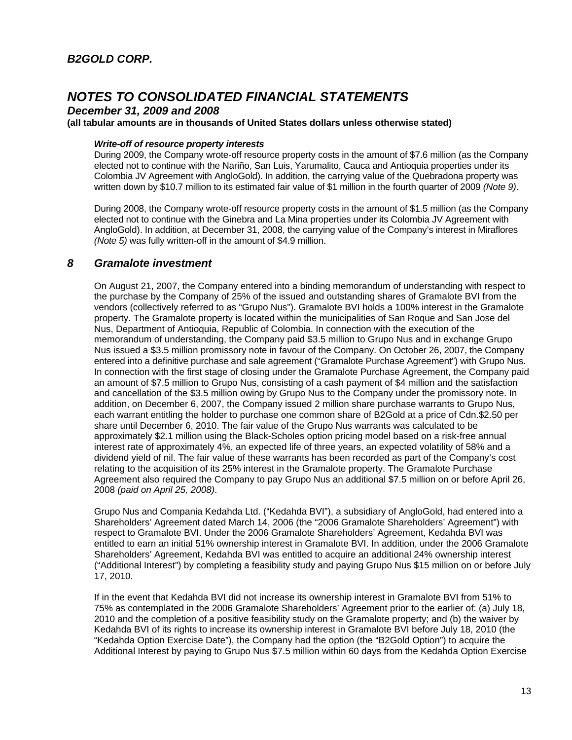#### *Write-off of resource property interests*

During 2009, the Company wrote-off resource property costs in the amount of $7.6 million (as the Company elected not to continue with the Nariño, San Luis, Yarumalito, Cauca and Antioquia properties under its Colombia JV Agreement with AngloGold). In addition, the carrying value of the Quebradona property was written down by $10.7 million to its estimated fair value of $1 million in the fourth quarter of 2009 *(Note 9)*.

During 2008, the Company wrote-off resource property costs in the amount of $1.5 million (as the Company elected not to continue with the Ginebra and La Mina properties under its Colombia JV Agreement with AngloGold). In addition, at December 31, 2008, the carrying value of the Company's interest in Miraflores *(Note 5)* was fully written-off in the amount of $4.9 million.

## *8 Gramalote investment*

On August 21, 2007, the Company entered into a binding memorandum of understanding with respect to the purchase by the Company of 25% of the issued and outstanding shares of Gramalote BVI from the vendors (collectively referred to as "Grupo Nus"). Gramalote BVI holds a 100% interest in the Gramalote property. The Gramalote property is located within the municipalities of San Roque and San Jose del Nus, Department of Antioquia, Republic of Colombia. In connection with the execution of the memorandum of understanding, the Company paid $3.5 million to Grupo Nus and in exchange Grupo Nus issued a $3.5 million promissory note in favour of the Company. On October 26, 2007, the Company entered into a definitive purchase and sale agreement ("Gramalote Purchase Agreement") with Grupo Nus. In connection with the first stage of closing under the Gramalote Purchase Agreement, the Company paid an amount of $7.5 million to Grupo Nus, consisting of a cash payment of $4 million and the satisfaction and cancellation of the $3.5 million owing by Grupo Nus to the Company under the promissory note. In addition, on December 6, 2007, the Company issued 2 million share purchase warrants to Grupo Nus, each warrant entitling the holder to purchase one common share of B2Gold at a price of Cdn.$2.50 per share until December 6, 2010. The fair value of the Grupo Nus warrants was calculated to be approximately $2.1 million using the Black-Scholes option pricing model based on a risk-free annual interest rate of approximately 4%, an expected life of three years, an expected volatility of 58% and a dividend yield of nil. The fair value of these warrants has been recorded as part of the Company's cost relating to the acquisition of its 25% interest in the Gramalote property. The Gramalote Purchase Agreement also required the Company to pay Grupo Nus an additional $7.5 million on or before April 26, 2008 *(paid on April 25, 2008)*.

Grupo Nus and Compania Kedahda Ltd. ("Kedahda BVI"), a subsidiary of AngloGold, had entered into a Shareholders' Agreement dated March 14, 2006 (the "2006 Gramalote Shareholders' Agreement") with respect to Gramalote BVI. Under the 2006 Gramalote Shareholders' Agreement, Kedahda BVI was entitled to earn an initial 51% ownership interest in Gramalote BVI. In addition, under the 2006 Gramalote Shareholders' Agreement, Kedahda BVI was entitled to acquire an additional 24% ownership interest ("Additional Interest") by completing a feasibility study and paying Grupo Nus $15 million on or before July 17, 2010.

If in the event that Kedahda BVI did not increase its ownership interest in Gramalote BVI from 51% to 75% as contemplated in the 2006 Gramalote Shareholders' Agreement prior to the earlier of: (a) July 18, 2010 and the completion of a positive feasibility study on the Gramalote property; and (b) the waiver by Kedahda BVI of its rights to increase its ownership interest in Gramalote BVI before July 18, 2010 (the "Kedahda Option Exercise Date"), the Company had the option (the "B2Gold Option") to acquire the Additional Interest by paying to Grupo Nus $7.5 million within 60 days from the Kedahda Option Exercise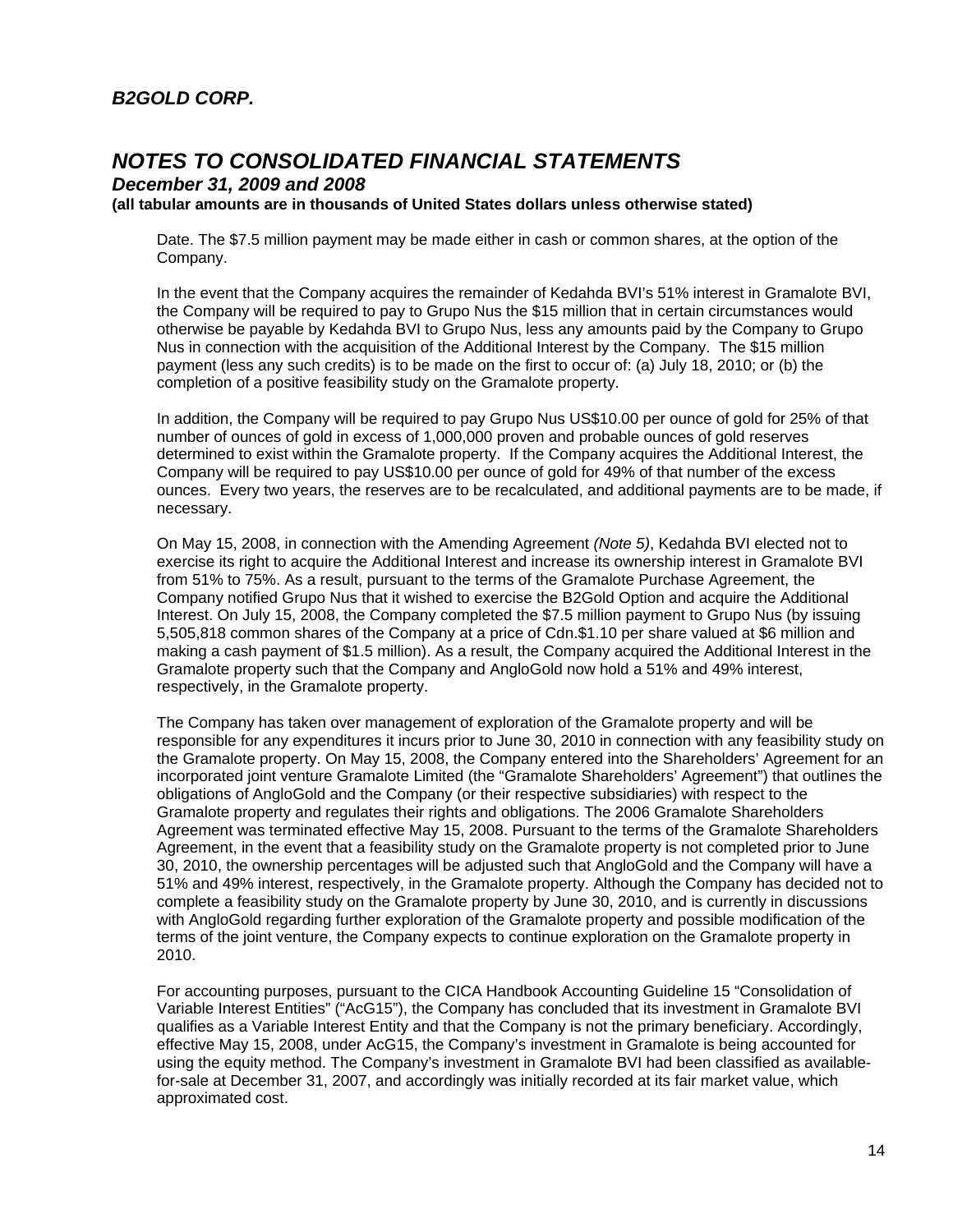Date. The $7.5 million payment may be made either in cash or common shares, at the option of the Company.

In the event that the Company acquires the remainder of Kedahda BVI's 51% interest in Gramalote BVI, the Company will be required to pay to Grupo Nus the $15 million that in certain circumstances would otherwise be payable by Kedahda BVI to Grupo Nus, less any amounts paid by the Company to Grupo Nus in connection with the acquisition of the Additional Interest by the Company. The $15 million payment (less any such credits) is to be made on the first to occur of: (a) July 18, 2010; or (b) the completion of a positive feasibility study on the Gramalote property.

In addition, the Company will be required to pay Grupo Nus US$10.00 per ounce of gold for 25% of that number of ounces of gold in excess of 1,000,000 proven and probable ounces of gold reserves determined to exist within the Gramalote property. If the Company acquires the Additional Interest, the Company will be required to pay US$10.00 per ounce of gold for 49% of that number of the excess ounces. Every two years, the reserves are to be recalculated, and additional payments are to be made, if necessary.

On May 15, 2008, in connection with the Amending Agreement *(Note 5)*, Kedahda BVI elected not to exercise its right to acquire the Additional Interest and increase its ownership interest in Gramalote BVI from 51% to 75%. As a result, pursuant to the terms of the Gramalote Purchase Agreement, the Company notified Grupo Nus that it wished to exercise the B2Gold Option and acquire the Additional Interest. On July 15, 2008, the Company completed the $7.5 million payment to Grupo Nus (by issuing 5,505,818 common shares of the Company at a price of Cdn.$1.10 per share valued at $6 million and making a cash payment of $1.5 million). As a result, the Company acquired the Additional Interest in the Gramalote property such that the Company and AngloGold now hold a 51% and 49% interest, respectively, in the Gramalote property.

The Company has taken over management of exploration of the Gramalote property and will be responsible for any expenditures it incurs prior to June 30, 2010 in connection with any feasibility study on the Gramalote property. On May 15, 2008, the Company entered into the Shareholders' Agreement for an incorporated joint venture Gramalote Limited (the "Gramalote Shareholders' Agreement") that outlines the obligations of AngloGold and the Company (or their respective subsidiaries) with respect to the Gramalote property and regulates their rights and obligations. The 2006 Gramalote Shareholders Agreement was terminated effective May 15, 2008. Pursuant to the terms of the Gramalote Shareholders Agreement, in the event that a feasibility study on the Gramalote property is not completed prior to June 30, 2010, the ownership percentages will be adjusted such that AngloGold and the Company will have a 51% and 49% interest, respectively, in the Gramalote property. Although the Company has decided not to complete a feasibility study on the Gramalote property by June 30, 2010, and is currently in discussions with AngloGold regarding further exploration of the Gramalote property and possible modification of the terms of the joint venture, the Company expects to continue exploration on the Gramalote property in 2010.

For accounting purposes, pursuant to the CICA Handbook Accounting Guideline 15 "Consolidation of Variable Interest Entities" ("AcG15"), the Company has concluded that its investment in Gramalote BVI qualifies as a Variable Interest Entity and that the Company is not the primary beneficiary. Accordingly, effective May 15, 2008, under AcG15, the Company's investment in Gramalote is being accounted for using the equity method. The Company's investment in Gramalote BVI had been classified as available-for-sale at December 31, 2007, and accordingly was initially recorded at its fair market value, which approximated cost.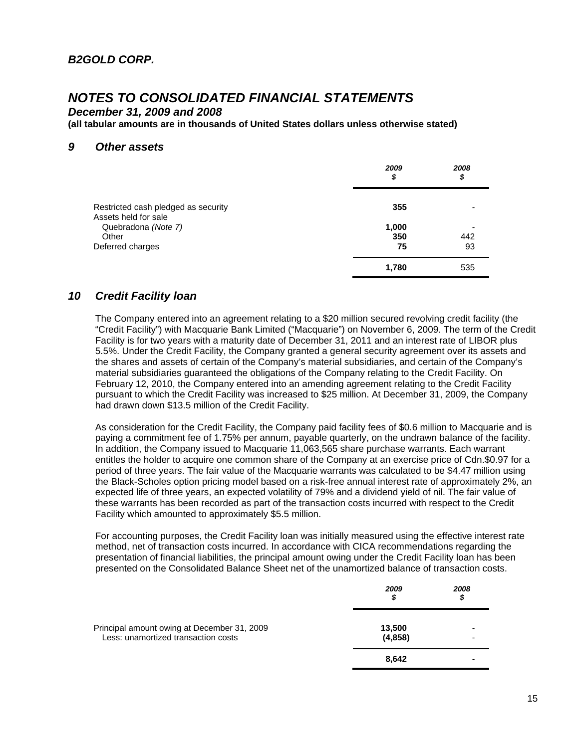## B2GOLD CORP.

# NOTES TO CONSOLIDATED FINANCIAL STATEMENTS

*December 31, 2009 and 2008*

**(all tabular amounts are in thousands of United States dollars unless otherwise stated)**

## 9 Other assets

| | 2009 $ | 2008 $ |
|---|---|---|
| Restricted cash pledged as security | **355** | - |
| Assets held for sale | | |
| Quebradona *(Note 7)* | **1,000** | - |
| Other | **350** | 442 |
| Deferred charges | **75** | 93 |
| | **1,780** | 535 |

## 10 Credit Facility loan

The Company entered into an agreement relating to a $20 million secured revolving credit facility (the "Credit Facility") with Macquarie Bank Limited ("Macquarie") on November 6, 2009. The term of the Credit Facility is for two years with a maturity date of December 31, 2011 and an interest rate of LIBOR plus 5.5%. Under the Credit Facility, the Company granted a general security agreement over its assets and the shares and assets of certain of the Company's material subsidiaries, and certain of the Company's material subsidiaries guaranteed the obligations of the Company relating to the Credit Facility. On February 12, 2010, the Company entered into an amending agreement relating to the Credit Facility pursuant to which the Credit Facility was increased to $25 million. At December 31, 2009, the Company had drawn down $13.5 million of the Credit Facility.

As consideration for the Credit Facility, the Company paid facility fees of $0.6 million to Macquarie and is paying a commitment fee of 1.75% per annum, payable quarterly, on the undrawn balance of the facility. In addition, the Company issued to Macquarie 11,063,565 share purchase warrants. Each warrant entitles the holder to acquire one common share of the Company at an exercise price of Cdn.$0.97 for a period of three years. The fair value of the Macquarie warrants was calculated to be $4.47 million using the Black-Scholes option pricing model based on a risk-free annual interest rate of approximately 2%, an expected life of three years, an expected volatility of 79% and a dividend yield of nil. The fair value of these warrants has been recorded as part of the transaction costs incurred with respect to the Credit Facility which amounted to approximately $5.5 million.

For accounting purposes, the Credit Facility loan was initially measured using the effective interest rate method, net of transaction costs incurred. In accordance with CICA recommendations regarding the presentation of financial liabilities, the principal amount owing under the Credit Facility loan has been presented on the Consolidated Balance Sheet net of the unamortized balance of transaction costs.

| | 2009 $ | 2008 $ |
|---|---|---|
| Principal amount owing at December 31, 2009 | **13,500** | - |
| Less: unamortized transaction costs | **(4,858)** | - |
| | **8,642** | - |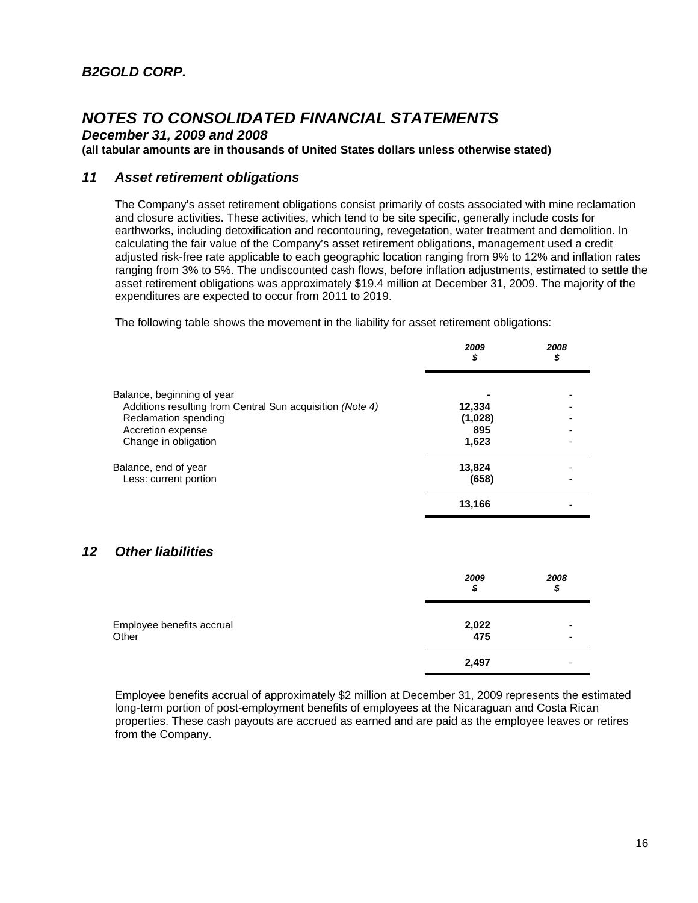# B2GOLD CORP.

# NOTES TO CONSOLIDATED FINANCIAL STATEMENTS

## December 31, 2009 and 2008

**(all tabular amounts are in thousands of United States dollars unless otherwise stated)**

## 11 Asset retirement obligations

The Company's asset retirement obligations consist primarily of costs associated with mine reclamation and closure activities. These activities, which tend to be site specific, generally include costs for earthworks, including detoxification and recontouring, revegetation, water treatment and demolition. In calculating the fair value of the Company's asset retirement obligations, management used a credit adjusted risk-free rate applicable to each geographic location ranging from 9% to 12% and inflation rates ranging from 3% to 5%. The undiscounted cash flows, before inflation adjustments, estimated to settle the asset retirement obligations was approximately $19.4 million at December 31, 2009. The majority of the expenditures are expected to occur from 2011 to 2019.

The following table shows the movement in the liability for asset retirement obligations:

| | *2009* *$* | *2008* *$* |
|---|---|---|
| Balance, beginning of year | **-** | - |
| Additions resulting from Central Sun acquisition *(Note 4)* | **12,334** | - |
| Reclamation spending | **(1,028)** | - |
| Accretion expense | **895** | - |
| Change in obligation | **1,623** | - |
| Balance, end of year | **13,824** | - |
| Less: current portion | **(658)** | - |
| | **13,166** | - |

## 12 Other liabilities

| | *2009* *$* | *2008* *$* |
|---|---|---|
| Employee benefits accrual | **2,022** | - |
| Other | **475** | - |
| | **2,497** | - |

Employee benefits accrual of approximately $2 million at December 31, 2009 represents the estimated long-term portion of post-employment benefits of employees at the Nicaraguan and Costa Rican properties. These cash payouts are accrued as earned and are paid as the employee leaves or retires from the Company.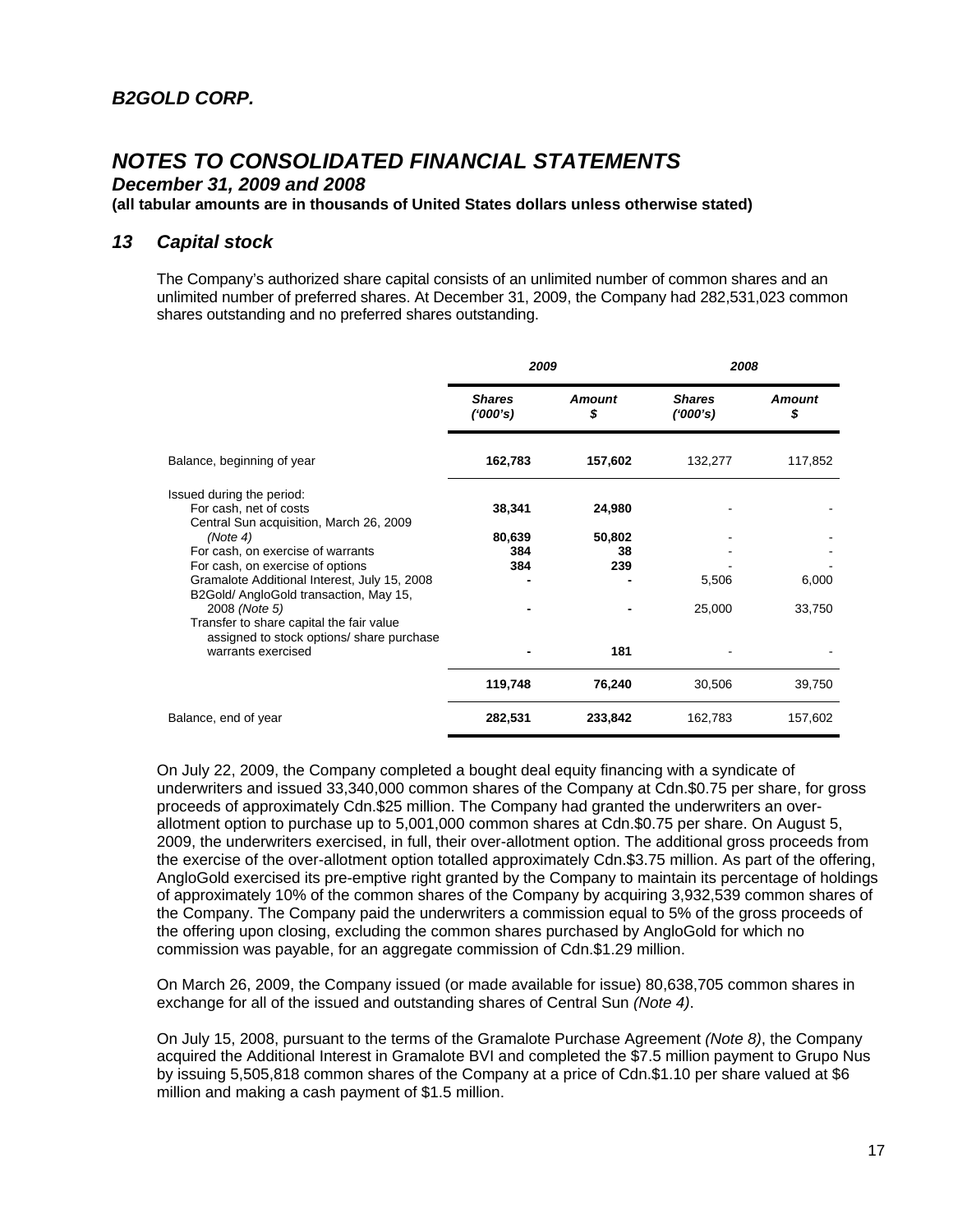## 13 Capital stock

The Company's authorized share capital consists of an unlimited number of common shares and an unlimited number of preferred shares. At December 31, 2009, the Company had 282,531,023 common shares outstanding and no preferred shares outstanding.

| | 2009 | | 2008 | |
|---|---|---|---|---|
| | **Shares ('000's)** | **Amount $** | **Shares ('000's)** | **Amount $** |
| Balance, beginning of year | **162,783** | **157,602** | 132,277 | 117,852 |
| Issued during the period: | | | | |
| For cash, net of costs | **38,341** | **24,980** | - | - |
| Central Sun acquisition, March 26, 2009 *(Note 4)* | **80,639** | **50,802** | - | - |
| For cash, on exercise of warrants | **384** | **38** | - | - |
| For cash, on exercise of options | **384** | **239** | - | - |
| Gramalote Additional Interest, July 15, 2008 | **-** | **-** | 5,506 | 6,000 |
| B2Gold/ AngloGold transaction, May 15, 2008 *(Note 5)* | **-** | **-** | 25,000 | 33,750 |
| Transfer to share capital the fair value assigned to stock options/ share purchase warrants exercised | **-** | **181** | - | - |
| | **119,748** | **76,240** | 30,506 | 39,750 |
| Balance, end of year | **282,531** | **233,842** | 162,783 | 157,602 |

On July 22, 2009, the Company completed a bought deal equity financing with a syndicate of underwriters and issued 33,340,000 common shares of the Company at Cdn.$0.75 per share, for gross proceeds of approximately Cdn.$25 million. The Company had granted the underwriters an over-allotment option to purchase up to 5,001,000 common shares at Cdn.$0.75 per share. On August 5, 2009, the underwriters exercised, in full, their over-allotment option. The additional gross proceeds from the exercise of the over-allotment option totalled approximately Cdn.$3.75 million. As part of the offering, AngloGold exercised its pre-emptive right granted by the Company to maintain its percentage of holdings of approximately 10% of the common shares of the Company by acquiring 3,932,539 common shares of the Company. The Company paid the underwriters a commission equal to 5% of the gross proceeds of the offering upon closing, excluding the common shares purchased by AngloGold for which no commission was payable, for an aggregate commission of Cdn.$1.29 million.

On March 26, 2009, the Company issued (or made available for issue) 80,638,705 common shares in exchange for all of the issued and outstanding shares of Central Sun *(Note 4)*.

On July 15, 2008, pursuant to the terms of the Gramalote Purchase Agreement *(Note 8)*, the Company acquired the Additional Interest in Gramalote BVI and completed the $7.5 million payment to Grupo Nus by issuing 5,505,818 common shares of the Company at a price of Cdn.$1.10 per share valued at $6 million and making a cash payment of $1.5 million.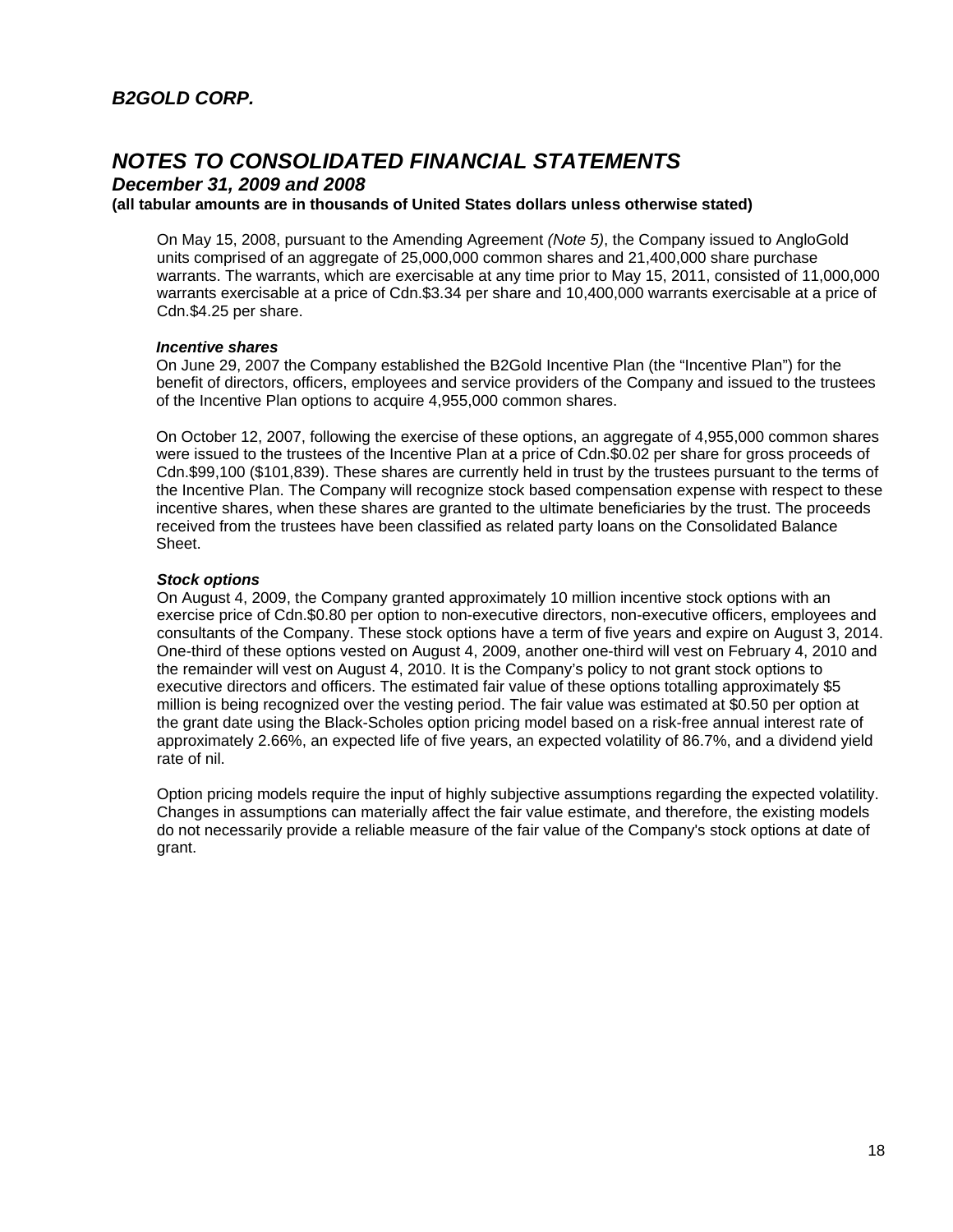On May 15, 2008, pursuant to the Amending Agreement *(Note 5)*, the Company issued to AngloGold units comprised of an aggregate of 25,000,000 common shares and 21,400,000 share purchase warrants. The warrants, which are exercisable at any time prior to May 15, 2011, consisted of 11,000,000 warrants exercisable at a price of Cdn.$3.34 per share and 10,400,000 warrants exercisable at a price of Cdn.$4.25 per share.

***Incentive shares***

On June 29, 2007 the Company established the B2Gold Incentive Plan (the "Incentive Plan") for the benefit of directors, officers, employees and service providers of the Company and issued to the trustees of the Incentive Plan options to acquire 4,955,000 common shares.

On October 12, 2007, following the exercise of these options, an aggregate of 4,955,000 common shares were issued to the trustees of the Incentive Plan at a price of Cdn.$0.02 per share for gross proceeds of Cdn.$99,100 ($101,839). These shares are currently held in trust by the trustees pursuant to the terms of the Incentive Plan. The Company will recognize stock based compensation expense with respect to these incentive shares, when these shares are granted to the ultimate beneficiaries by the trust. The proceeds received from the trustees have been classified as related party loans on the Consolidated Balance Sheet.

***Stock options***

On August 4, 2009, the Company granted approximately 10 million incentive stock options with an exercise price of Cdn.$0.80 per option to non-executive directors, non-executive officers, employees and consultants of the Company. These stock options have a term of five years and expire on August 3, 2014. One-third of these options vested on August 4, 2009, another one-third will vest on February 4, 2010 and the remainder will vest on August 4, 2010. It is the Company's policy to not grant stock options to executive directors and officers. The estimated fair value of these options totalling approximately $5 million is being recognized over the vesting period. The fair value was estimated at $0.50 per option at the grant date using the Black-Scholes option pricing model based on a risk-free annual interest rate of approximately 2.66%, an expected life of five years, an expected volatility of 86.7%, and a dividend yield rate of nil.

Option pricing models require the input of highly subjective assumptions regarding the expected volatility. Changes in assumptions can materially affect the fair value estimate, and therefore, the existing models do not necessarily provide a reliable measure of the fair value of the Company's stock options at date of grant.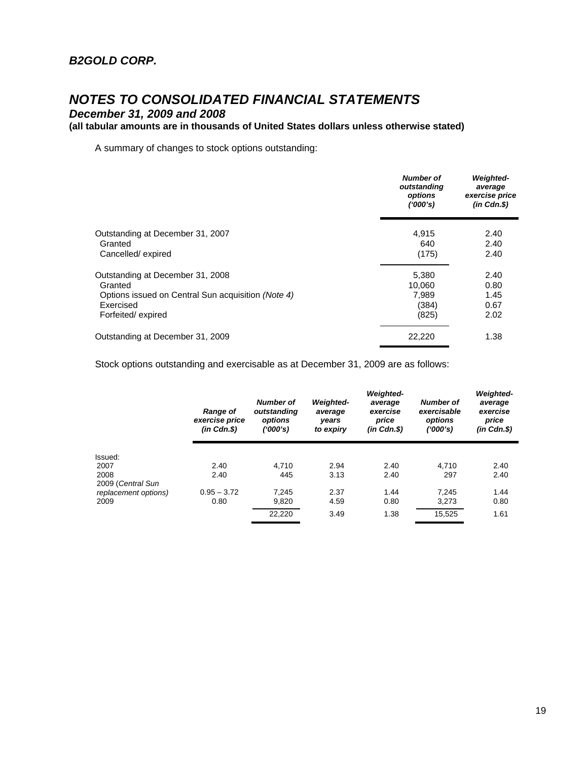## B2GOLD CORP.

# NOTES TO CONSOLIDATED FINANCIAL STATEMENTS

### December 31, 2009 and 2008

**(all tabular amounts are in thousands of United States dollars unless otherwise stated)**

A summary of changes to stock options outstanding:

| | *Number of outstanding options ('000's)* | *Weighted-average exercise price (in Cdn.$)* |
|---|---|---|
| Outstanding at December 31, 2007 | 4,915 | 2.40 |
| Granted | 640 | 2.40 |
| Cancelled/ expired | (175) | 2.40 |
| Outstanding at December 31, 2008 | 5,380 | 2.40 |
| Granted | 10,060 | 0.80 |
| Options issued on Central Sun acquisition *(Note 4)* | 7,989 | 1.45 |
| Exercised | (384) | 0.67 |
| Forfeited/ expired | (825) | 2.02 |
| Outstanding at December 31, 2009 | 22,220 | 1.38 |

Stock options outstanding and exercisable as at December 31, 2009 are as follows:

| | *Range of exercise price (in Cdn.$)* | *Number of outstanding options ('000's)* | *Weighted-average years to expiry* | *Weighted-average exercise price (in Cdn.$)* | *Number of exercisable options ('000's)* | *Weighted-average exercise price (in Cdn.$)* |
|---|---|---|---|---|---|---|
| Issued: | | | | | | |
| 2007 | 2.40 | 4,710 | 2.94 | 2.40 | 4,710 | 2.40 |
| 2008 | 2.40 | 445 | 3.13 | 2.40 | 297 | 2.40 |
| 2009 (*Central Sun replacement options)* | 0.95 – 3.72 | 7,245 | 2.37 | 1.44 | 7,245 | 1.44 |
| 2009 | 0.80 | 9,820 | 4.59 | 0.80 | 3,273 | 0.80 |
| | | 22,220 | 3.49 | 1.38 | 15,525 | 1.61 |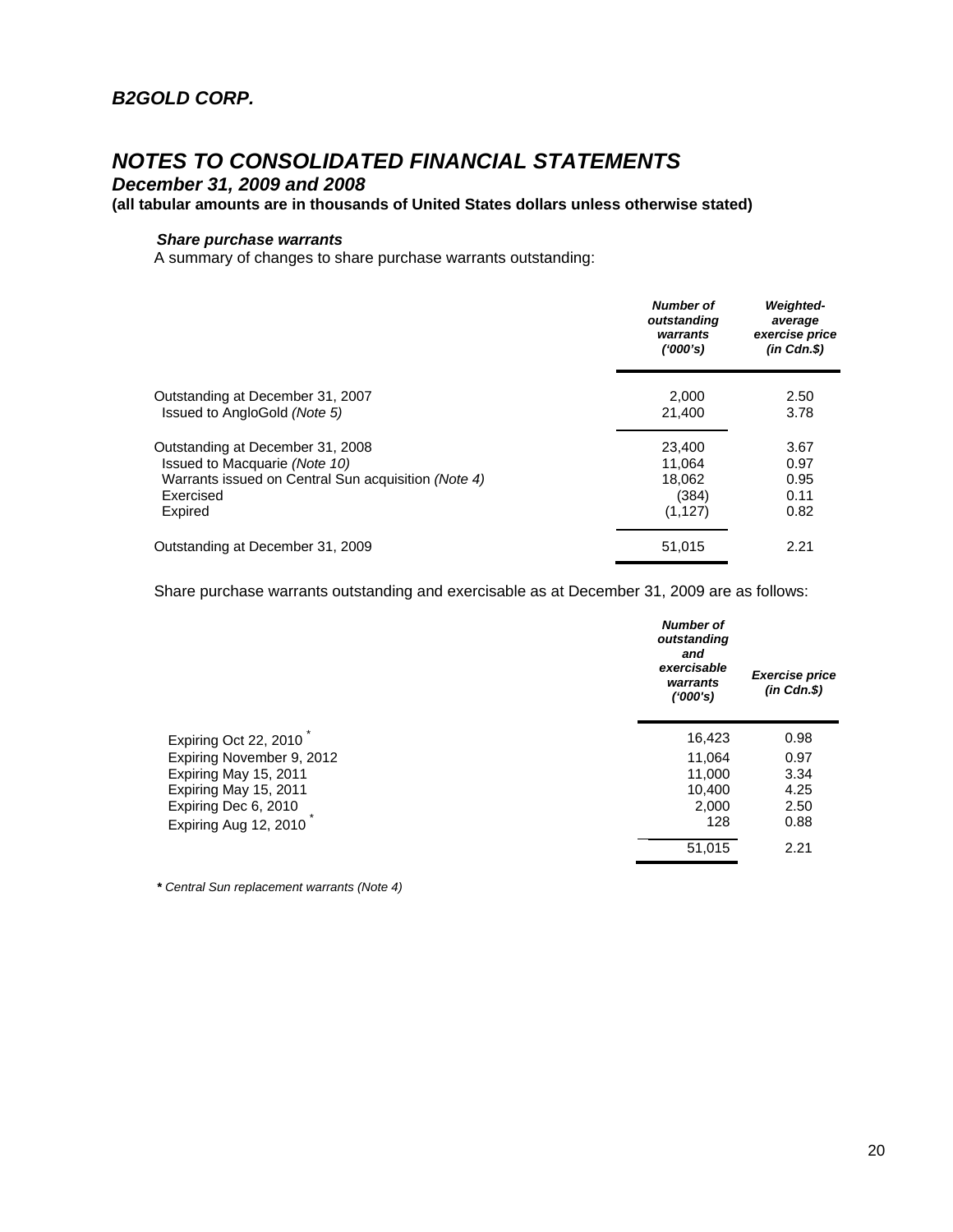**B2GOLD CORP.**

# *NOTES TO CONSOLIDATED FINANCIAL STATEMENTS*

***December 31, 2009 and 2008***

**(all tabular amounts are in thousands of United States dollars unless otherwise stated)**

***Share purchase warrants***

A summary of changes to share purchase warrants outstanding:

| | *Number of outstanding warrants ('000's)* | *Weighted-average exercise price (in Cdn.$)* |
|---|---|---|
| Outstanding at December 31, 2007 | 2,000 | 2.50 |
| Issued to AngloGold *(Note 5)* | 21,400 | 3.78 |
| Outstanding at December 31, 2008 | 23,400 | 3.67 |
| Issued to Macquarie *(Note 10)* | 11,064 | 0.97 |
| Warrants issued on Central Sun acquisition *(Note 4)* | 18,062 | 0.95 |
| Exercised | (384) | 0.11 |
| Expired | (1,127) | 0.82 |
| Outstanding at December 31, 2009 | 51,015 | 2.21 |

Share purchase warrants outstanding and exercisable as at December 31, 2009 are as follows:

| | *Number of outstanding and exercisable warrants ('000's)* | *Exercise price (in Cdn.$)* |
|---|---|---|
| Expiring Oct 22, 2010 * | 16,423 | 0.98 |
| Expiring November 9, 2012 | 11,064 | 0.97 |
| Expiring May 15, 2011 | 11,000 | 3.34 |
| Expiring May 15, 2011 | 10,400 | 4.25 |
| Expiring Dec 6, 2010 | 2,000 | 2.50 |
| Expiring Aug 12, 2010 * | 128 | 0.88 |
| | 51,015 | 2.21 |

*\* Central Sun replacement warrants (Note 4)*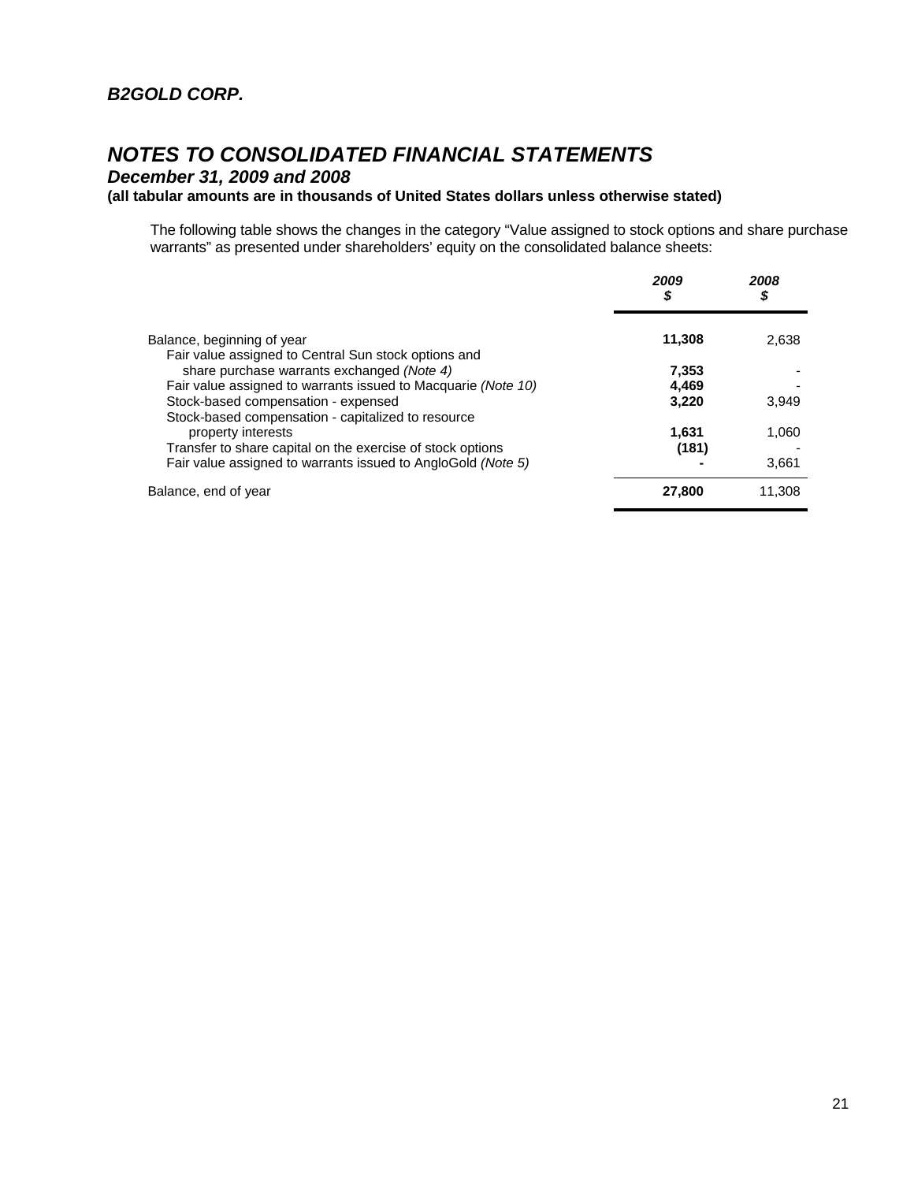***B2GOLD CORP.***

# *NOTES TO CONSOLIDATED FINANCIAL STATEMENTS*

***December 31, 2009 and 2008***

**(all tabular amounts are in thousands of United States dollars unless otherwise stated)**

The following table shows the changes in the category "Value assigned to stock options and share purchase warrants" as presented under shareholders' equity on the consolidated balance sheets:

| | ***2009*** ***$*** | ***2008*** ***$*** |
|---|---|---|
| Balance, beginning of year | **11,308** | 2,638 |
| Fair value assigned to Central Sun stock options and share purchase warrants exchanged *(Note 4)* | **7,353** | - |
| Fair value assigned to warrants issued to Macquarie *(Note 10)* | **4,469** | - |
| Stock-based compensation - expensed | **3,220** | 3,949 |
| Stock-based compensation - capitalized to resource property interests | **1,631** | 1,060 |
| Transfer to share capital on the exercise of stock options | **(181)** | - |
| Fair value assigned to warrants issued to AngloGold *(Note 5)* | **-** | 3,661 |
| Balance, end of year | **27,800** | 11,308 |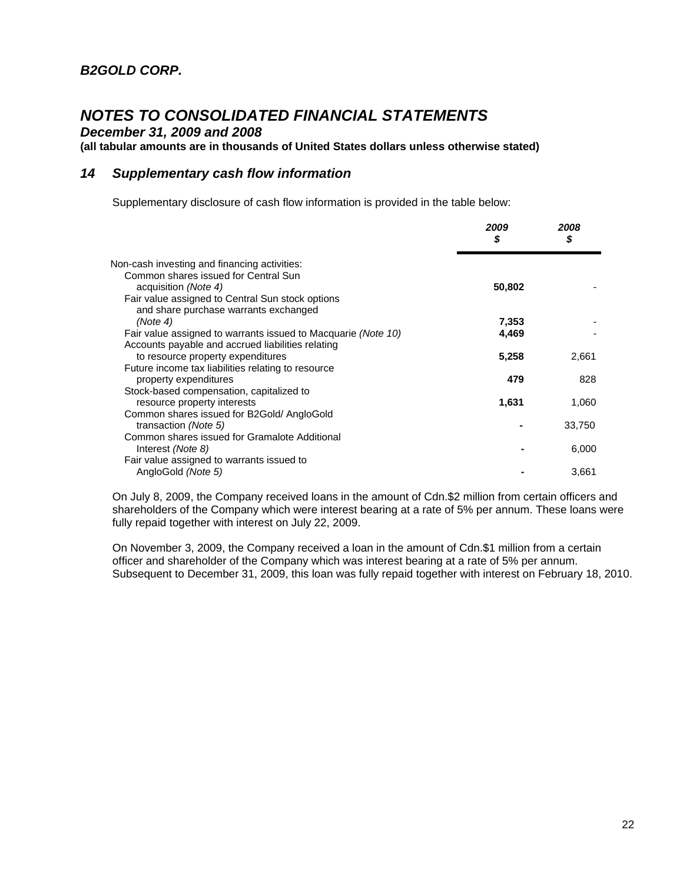# B2GOLD CORP.

## NOTES TO CONSOLIDATED FINANCIAL STATEMENTS

**December 31, 2009 and 2008**

**(all tabular amounts are in thousands of United States dollars unless otherwise stated)**

### 14 Supplementary cash flow information

Supplementary disclosure of cash flow information is provided in the table below:

| | 2009<br>$ | 2008<br>$ |
|---|---|---|
| Non-cash investing and financing activities: | | |
| Common shares issued for Central Sun acquisition *(Note 4)* | **50,802** | - |
| Fair value assigned to Central Sun stock options and share purchase warrants exchanged *(Note 4)* | **7,353** | - |
| Fair value assigned to warrants issued to Macquarie *(Note 10)* | **4,469** | - |
| Accounts payable and accrued liabilities relating to resource property expenditures | **5,258** | 2,661 |
| Future income tax liabilities relating to resource property expenditures | **479** | 828 |
| Stock-based compensation, capitalized to resource property interests | **1,631** | 1,060 |
| Common shares issued for B2Gold/ AngloGold transaction *(Note 5)* | **-** | 33,750 |
| Common shares issued for Gramalote Additional Interest *(Note 8)* | **-** | 6,000 |
| Fair value assigned to warrants issued to AngloGold *(Note 5)* | **-** | 3,661 |

On July 8, 2009, the Company received loans in the amount of Cdn.$2 million from certain officers and shareholders of the Company which were interest bearing at a rate of 5% per annum. These loans were fully repaid together with interest on July 22, 2009.

On November 3, 2009, the Company received a loan in the amount of Cdn.$1 million from a certain officer and shareholder of the Company which was interest bearing at a rate of 5% per annum. Subsequent to December 31, 2009, this loan was fully repaid together with interest on February 18, 2010.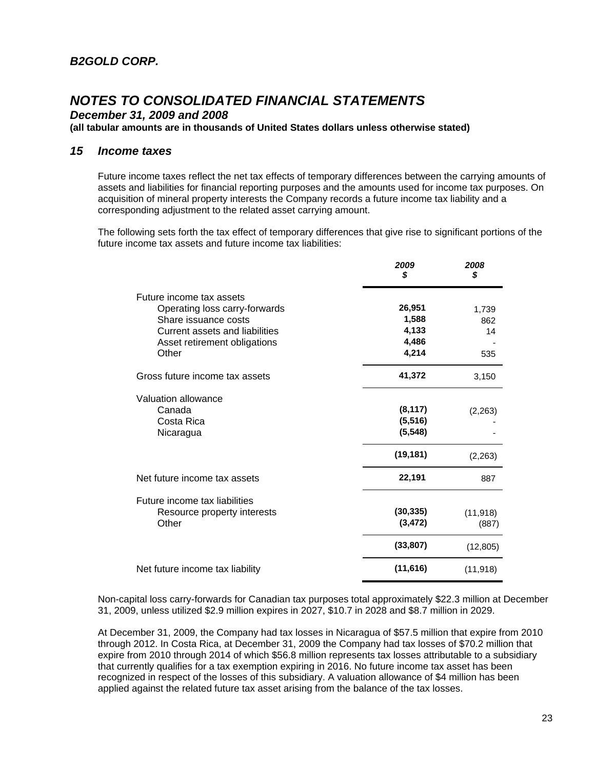## 15 Income taxes

Future income taxes reflect the net tax effects of temporary differences between the carrying amounts of assets and liabilities for financial reporting purposes and the amounts used for income tax purposes. On acquisition of mineral property interests the Company records a future income tax liability and a corresponding adjustment to the related asset carrying amount.

The following sets forth the tax effect of temporary differences that give rise to significant portions of the future income tax assets and future income tax liabilities:

| | 2009 $ | 2008 $ |
|---|---|---|
| Future income tax assets | | |
| Operating loss carry-forwards | **26,951** | 1,739 |
| Share issuance costs | **1,588** | 862 |
| Current assets and liabilities | **4,133** | 14 |
| Asset retirement obligations | **4,486** | - |
| Other | **4,214** | 535 |
| Gross future income tax assets | **41,372** | 3,150 |
| Valuation allowance | | |
| Canada | **(8,117)** | (2,263) |
| Costa Rica | **(5,516)** | - |
| Nicaragua | **(5,548)** | - |
| | **(19,181)** | (2,263) |
| Net future income tax assets | **22,191** | 887 |
| Future income tax liabilities | | |
| Resource property interests | **(30,335)** | (11,918) |
| Other | **(3,472)** | (887) |
| | **(33,807)** | (12,805) |
| Net future income tax liability | **(11,616)** | (11,918) |

Non-capital loss carry-forwards for Canadian tax purposes total approximately $22.3 million at December 31, 2009, unless utilized $2.9 million expires in 2027, $10.7 in 2028 and $8.7 million in 2029.

At December 31, 2009, the Company had tax losses in Nicaragua of $57.5 million that expire from 2010 through 2012. In Costa Rica, at December 31, 2009 the Company had tax losses of $70.2 million that expire from 2010 through 2014 of which $56.8 million represents tax losses attributable to a subsidiary that currently qualifies for a tax exemption expiring in 2016. No future income tax asset has been recognized in respect of the losses of this subsidiary. A valuation allowance of $4 million has been applied against the related future tax asset arising from the balance of the tax losses.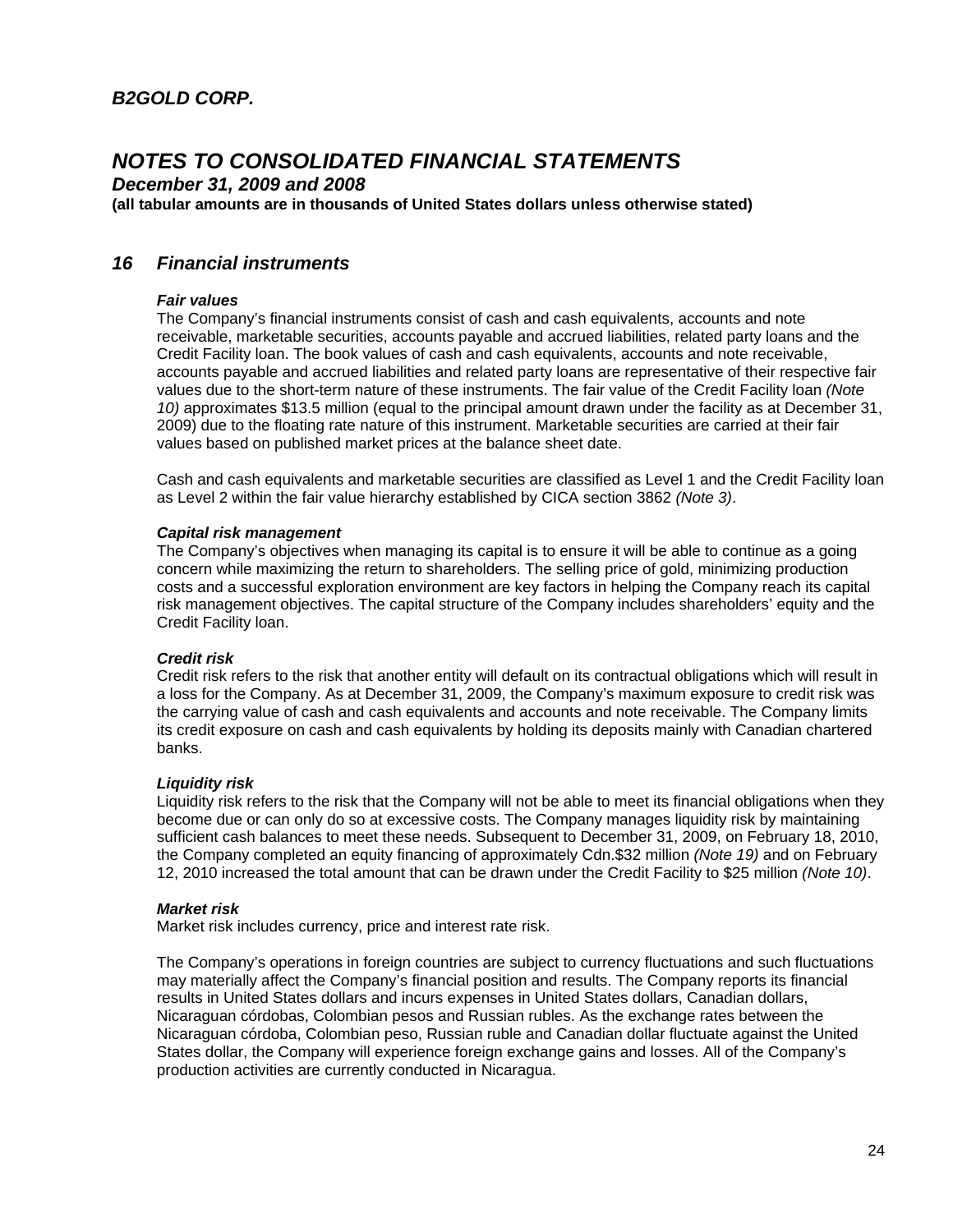## 16 Financial instruments

***Fair values***

The Company's financial instruments consist of cash and cash equivalents, accounts and note receivable, marketable securities, accounts payable and accrued liabilities, related party loans and the Credit Facility loan. The book values of cash and cash equivalents, accounts and note receivable, accounts payable and accrued liabilities and related party loans are representative of their respective fair values due to the short-term nature of these instruments. The fair value of the Credit Facility loan *(Note 10)* approximates \$13.5 million (equal to the principal amount drawn under the facility as at December 31, 2009) due to the floating rate nature of this instrument. Marketable securities are carried at their fair values based on published market prices at the balance sheet date.

Cash and cash equivalents and marketable securities are classified as Level 1 and the Credit Facility loan as Level 2 within the fair value hierarchy established by CICA section 3862 *(Note 3)*.

***Capital risk management***

The Company's objectives when managing its capital is to ensure it will be able to continue as a going concern while maximizing the return to shareholders. The selling price of gold, minimizing production costs and a successful exploration environment are key factors in helping the Company reach its capital risk management objectives. The capital structure of the Company includes shareholders' equity and the Credit Facility loan.

***Credit risk***

Credit risk refers to the risk that another entity will default on its contractual obligations which will result in a loss for the Company. As at December 31, 2009, the Company's maximum exposure to credit risk was the carrying value of cash and cash equivalents and accounts and note receivable. The Company limits its credit exposure on cash and cash equivalents by holding its deposits mainly with Canadian chartered banks.

***Liquidity risk***

Liquidity risk refers to the risk that the Company will not be able to meet its financial obligations when they become due or can only do so at excessive costs. The Company manages liquidity risk by maintaining sufficient cash balances to meet these needs. Subsequent to December 31, 2009, on February 18, 2010, the Company completed an equity financing of approximately Cdn.\$32 million *(Note 19)* and on February 12, 2010 increased the total amount that can be drawn under the Credit Facility to \$25 million *(Note 10)*.

***Market risk***

Market risk includes currency, price and interest rate risk.

The Company's operations in foreign countries are subject to currency fluctuations and such fluctuations may materially affect the Company's financial position and results. The Company reports its financial results in United States dollars and incurs expenses in United States dollars, Canadian dollars, Nicaraguan córdobas, Colombian pesos and Russian rubles. As the exchange rates between the Nicaraguan córdoba, Colombian peso, Russian ruble and Canadian dollar fluctuate against the United States dollar, the Company will experience foreign exchange gains and losses. All of the Company's production activities are currently conducted in Nicaragua.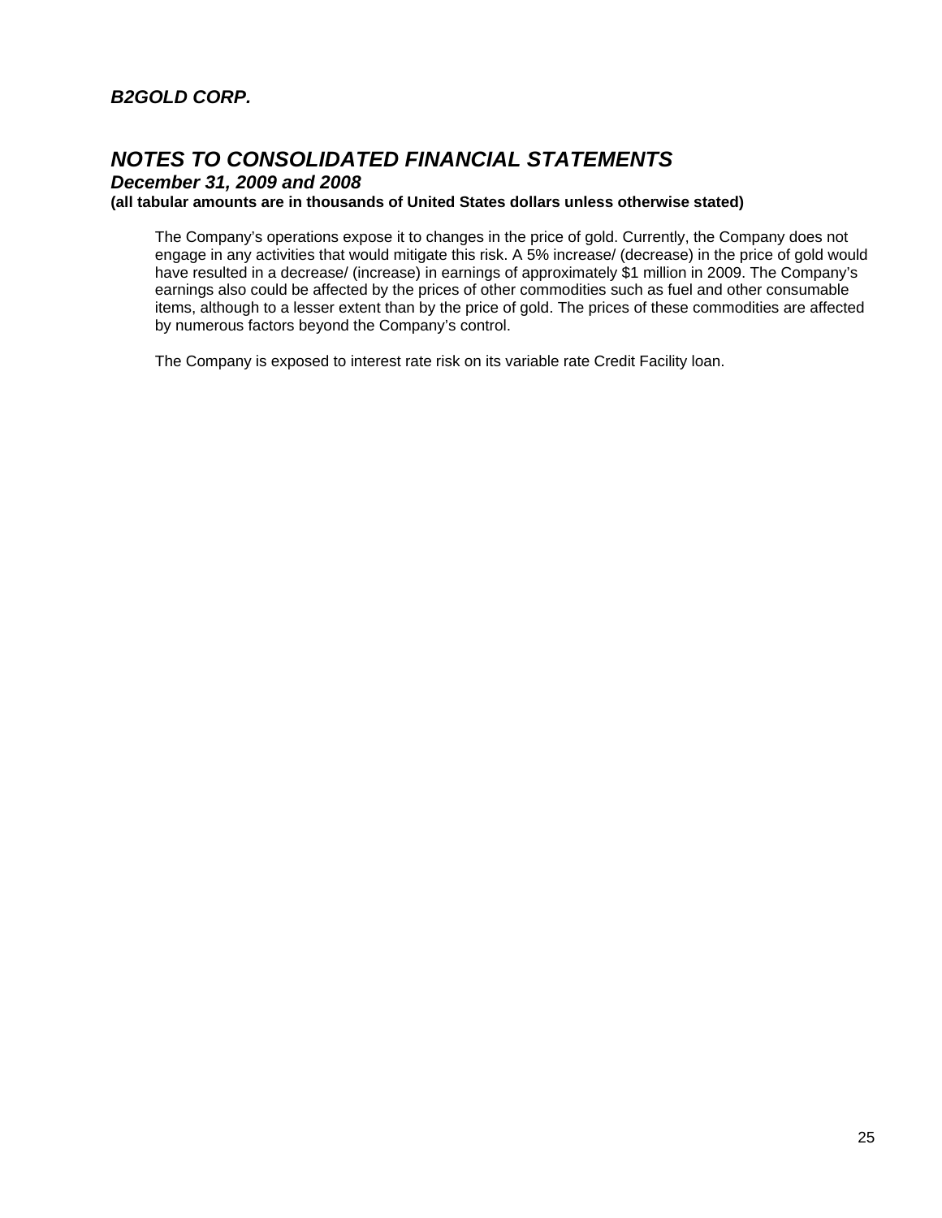The Company's operations expose it to changes in the price of gold. Currently, the Company does not engage in any activities that would mitigate this risk. A 5% increase/ (decrease) in the price of gold would have resulted in a decrease/ (increase) in earnings of approximately $1 million in 2009. The Company's earnings also could be affected by the prices of other commodities such as fuel and other consumable items, although to a lesser extent than by the price of gold. The prices of these commodities are affected by numerous factors beyond the Company's control.

The Company is exposed to interest rate risk on its variable rate Credit Facility loan.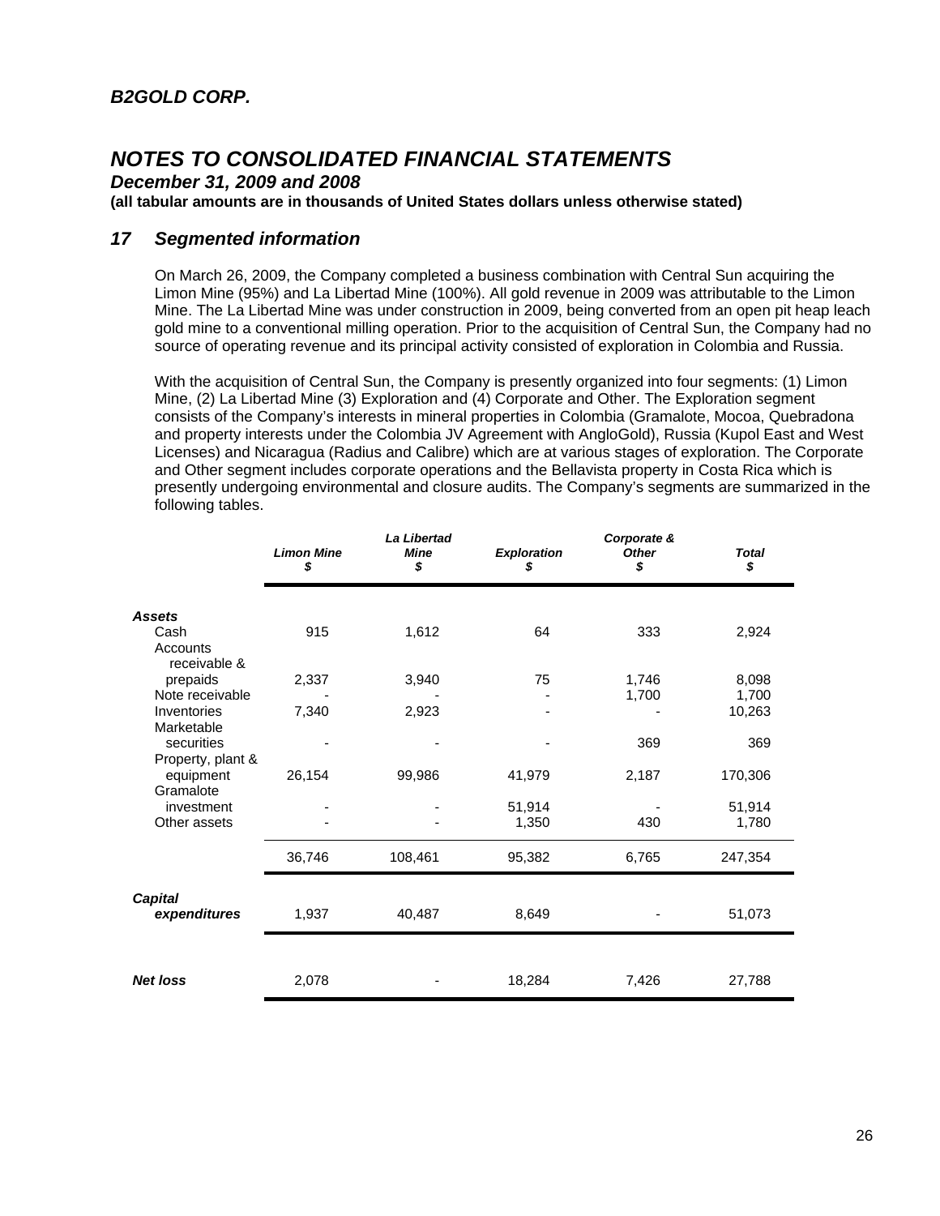# B2GOLD CORP.

# NOTES TO CONSOLIDATED FINANCIAL STATEMENTS

***December 31, 2009 and 2008***

**(all tabular amounts are in thousands of United States dollars unless otherwise stated)**

## 17 Segmented information

On March 26, 2009, the Company completed a business combination with Central Sun acquiring the Limon Mine (95%) and La Libertad Mine (100%). All gold revenue in 2009 was attributable to the Limon Mine. The La Libertad Mine was under construction in 2009, being converted from an open pit heap leach gold mine to a conventional milling operation. Prior to the acquisition of Central Sun, the Company had no source of operating revenue and its principal activity consisted of exploration in Colombia and Russia.

With the acquisition of Central Sun, the Company is presently organized into four segments: (1) Limon Mine, (2) La Libertad Mine (3) Exploration and (4) Corporate and Other. The Exploration segment consists of the Company's interests in mineral properties in Colombia (Gramalote, Mocoa, Quebradona and property interests under the Colombia JV Agreement with AngloGold), Russia (Kupol East and West Licenses) and Nicaragua (Radius and Calibre) which are at various stages of exploration. The Corporate and Other segment includes corporate operations and the Bellavista property in Costa Rica which is presently undergoing environmental and closure audits. The Company's segments are summarized in the following tables.

| | *Limon Mine* $ | *La Libertad Mine* $ | *Exploration* $ | *Corporate & Other* $ | *Total* $ |
|---|---|---|---|---|---|
| ***Assets*** | | | | | |
| Cash | 915 | 1,612 | 64 | 333 | 2,924 |
| Accounts receivable & prepaids | 2,337 | 3,940 | 75 | 1,746 | 8,098 |
| Note receivable | - | - | - | 1,700 | 1,700 |
| Inventories | 7,340 | 2,923 | - | - | 10,263 |
| Marketable securities | - | - | - | 369 | 369 |
| Property, plant & equipment | 26,154 | 99,986 | 41,979 | 2,187 | 170,306 |
| Gramalote investment | - | - | 51,914 | - | 51,914 |
| Other assets | - | - | 1,350 | 430 | 1,780 |
| | 36,746 | 108,461 | 95,382 | 6,765 | 247,354 |
| ***Capital expenditures*** | 1,937 | 40,487 | 8,649 | - | 51,073 |
| ***Net loss*** | 2,078 | - | 18,284 | 7,426 | 27,788 |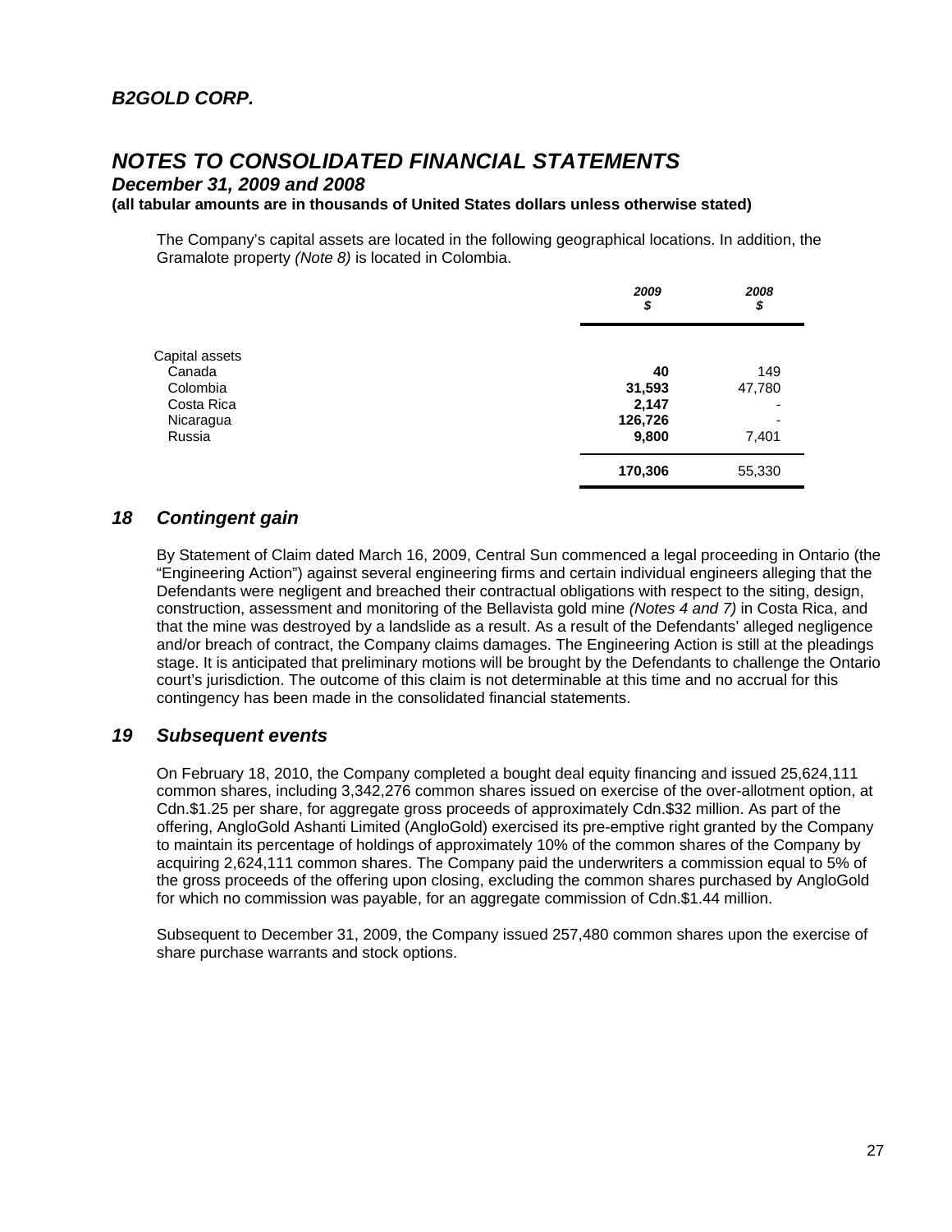The Company's capital assets are located in the following geographical locations. In addition, the Gramalote property *(Note 8)* is located in Colombia.

| | 2009<br>$ | 2008<br>$ |
|---|---|---|
| Capital assets | | |
| Canada | **40** | 149 |
| Colombia | **31,593** | 47,780 |
| Costa Rica | **2,147** | - |
| Nicaragua | **126,726** | - |
| Russia | **9,800** | 7,401 |
| | **170,306** | 55,330 |

## 18 Contingent gain

By Statement of Claim dated March 16, 2009, Central Sun commenced a legal proceeding in Ontario (the "Engineering Action") against several engineering firms and certain individual engineers alleging that the Defendants were negligent and breached their contractual obligations with respect to the siting, design, construction, assessment and monitoring of the Bellavista gold mine *(Notes 4 and 7)* in Costa Rica, and that the mine was destroyed by a landslide as a result. As a result of the Defendants' alleged negligence and/or breach of contract, the Company claims damages. The Engineering Action is still at the pleadings stage. It is anticipated that preliminary motions will be brought by the Defendants to challenge the Ontario court's jurisdiction. The outcome of this claim is not determinable at this time and no accrual for this contingency has been made in the consolidated financial statements.

## 19 Subsequent events

On February 18, 2010, the Company completed a bought deal equity financing and issued 25,624,111 common shares, including 3,342,276 common shares issued on exercise of the over-allotment option, at Cdn.$1.25 per share, for aggregate gross proceeds of approximately Cdn.$32 million. As part of the offering, AngloGold Ashanti Limited (AngloGold) exercised its pre-emptive right granted by the Company to maintain its percentage of holdings of approximately 10% of the common shares of the Company by acquiring 2,624,111 common shares. The Company paid the underwriters a commission equal to 5% of the gross proceeds of the offering upon closing, excluding the common shares purchased by AngloGold for which no commission was payable, for an aggregate commission of Cdn.$1.44 million.

Subsequent to December 31, 2009, the Company issued 257,480 common shares upon the exercise of share purchase warrants and stock options.